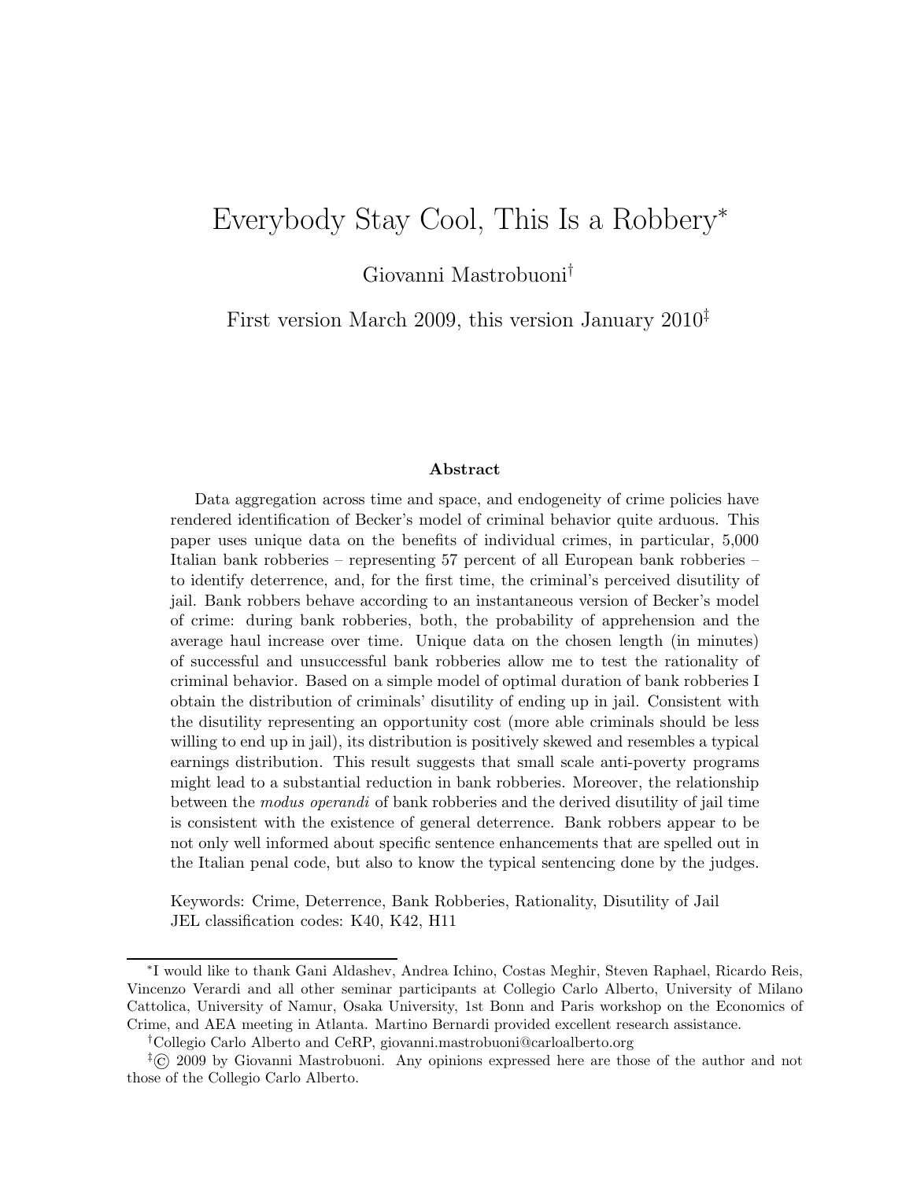# Everybody Stay Cool, This Is a Robbery*

Giovanni Mastrobuoni†

First version March 2009, this version January 2010‡

### Abstract

Data aggregation across time and space, and endogeneity of crime policies have rendered identification of Becker's model of criminal behavior quite arduous. This paper uses unique data on the benefits of individual crimes, in particular, 5,000 Italian bank robberies – representing 57 percent of all European bank robberies – to identify deterrence, and, for the first time, the criminal's perceived disutility of jail. Bank robbers behave according to an instantaneous version of Becker's model of crime: during bank robberies, both, the probability of apprehension and the average haul increase over time. Unique data on the chosen length (in minutes) of successful and unsuccessful bank robberies allow me to test the rationality of criminal behavior. Based on a simple model of optimal duration of bank robberies I obtain the distribution of criminals' disutility of ending up in jail. Consistent with the disutility representing an opportunity cost (more able criminals should be less willing to end up in jail), its distribution is positively skewed and resembles a typical earnings distribution. This result suggests that small scale anti-poverty programs might lead to a substantial reduction in bank robberies. Moreover, the relationship between the *modus operandi* of bank robberies and the derived disutility of jail time is consistent with the existence of general deterrence. Bank robbers appear to be not only well informed about specific sentence enhancements that are spelled out in the Italian penal code, but also to know the typical sentencing done by the judges.

Keywords: Crime, Deterrence, Bank Robberies, Rationality, Disutility of Jail
JEL classification codes: K40, K42, H11

---

*I would like to thank Gani Aldashev, Andrea Ichino, Costas Meghir, Steven Raphael, Ricardo Reis, Vincenzo Verardi and all other seminar participants at Collegio Carlo Alberto, University of Milano Cattolica, University of Namur, Osaka University, 1st Bonn and Paris workshop on the Economics of Crime, and AEA meeting in Atlanta. Martino Bernardi provided excellent research assistance.

†Collegio Carlo Alberto and CeRP, giovanni.mastrobuoni@carloalberto.org

‡© 2009 by Giovanni Mastrobuoni. Any opinions expressed here are those of the author and not those of the Collegio Carlo Alberto.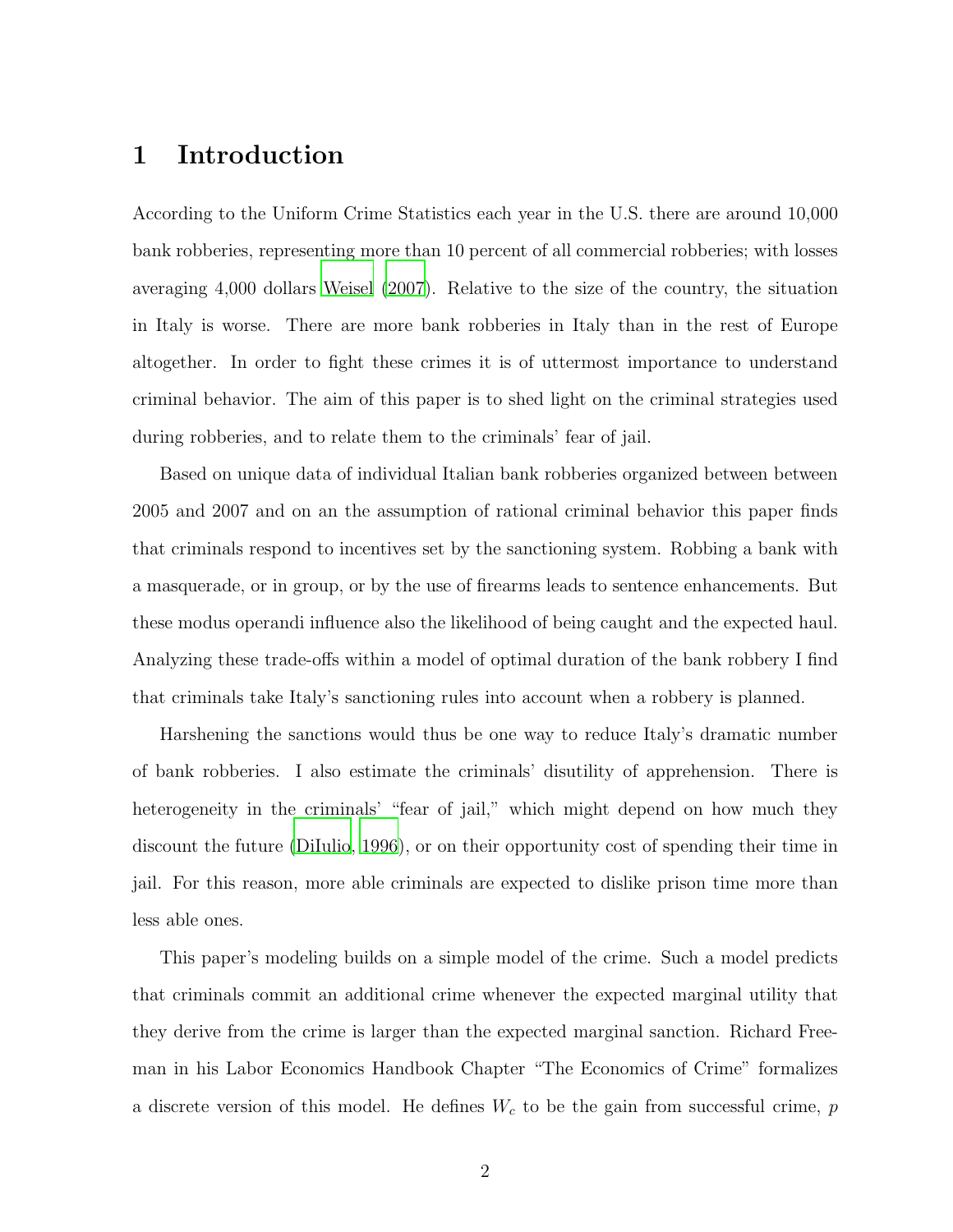# 1 Introduction

According to the Uniform Crime Statistics each year in the U.S. there are around 10,000 bank robberies, representing more than 10 percent of all commercial robberies; with losses averaging 4,000 dollars Weisel (2007). Relative to the size of the country, the situation in Italy is worse. There are more bank robberies in Italy than in the rest of Europe altogether. In order to fight these crimes it is of uttermost importance to understand criminal behavior. The aim of this paper is to shed light on the criminal strategies used during robberies, and to relate them to the criminals' fear of jail.

Based on unique data of individual Italian bank robberies organized between between 2005 and 2007 and on an the assumption of rational criminal behavior this paper finds that criminals respond to incentives set by the sanctioning system. Robbing a bank with a masquerade, or in group, or by the use of firearms leads to sentence enhancements. But these modus operandi influence also the likelihood of being caught and the expected haul. Analyzing these trade-offs within a model of optimal duration of the bank robbery I find that criminals take Italy's sanctioning rules into account when a robbery is planned.

Harshening the sanctions would thus be one way to reduce Italy's dramatic number of bank robberies. I also estimate the criminals' disutility of apprehension. There is heterogeneity in the criminals' "fear of jail," which might depend on how much they discount the future (DiIulio, 1996), or on their opportunity cost of spending their time in jail. For this reason, more able criminals are expected to dislike prison time more than less able ones.

This paper's modeling builds on a simple model of the crime. Such a model predicts that criminals commit an additional crime whenever the expected marginal utility that they derive from the crime is larger than the expected marginal sanction. Richard Freeman in his Labor Economics Handbook Chapter "The Economics of Crime" formalizes a discrete version of this model. He defines $W_c$ to be the gain from successful crime, $p$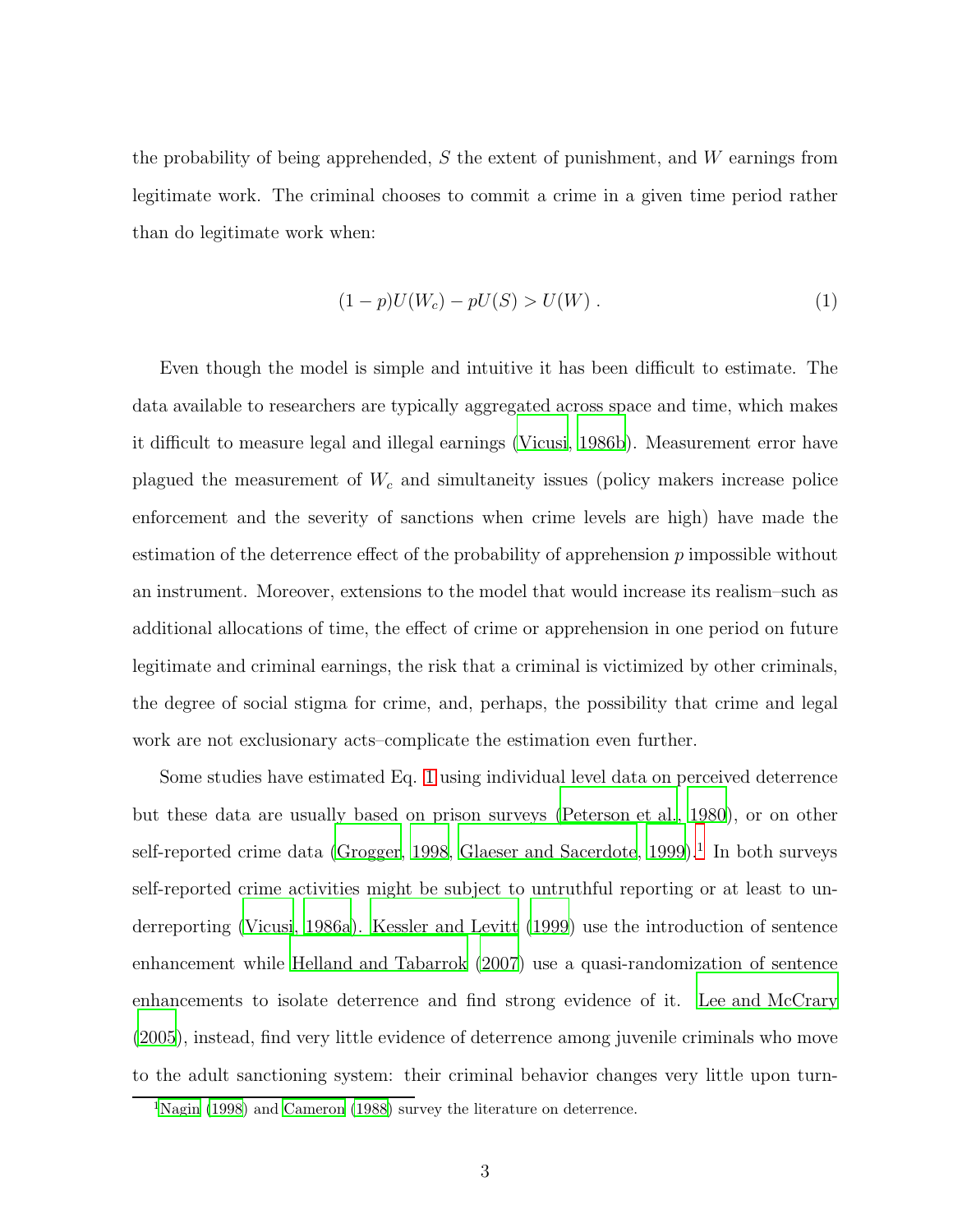the probability of being apprehended, $S$ the extent of punishment, and $W$ earnings from legitimate work. The criminal chooses to commit a crime in a given time period rather than do legitimate work when:

$$(1-p)U(W_c) - pU(S) > U(W) \; . \tag{1}$$

Even though the model is simple and intuitive it has been difficult to estimate. The data available to researchers are typically aggregated across space and time, which makes it difficult to measure legal and illegal earnings (Vicusi, 1986b). Measurement error have plagued the measurement of $W_c$ and simultaneity issues (policy makers increase police enforcement and the severity of sanctions when crime levels are high) have made the estimation of the deterrence effect of the probability of apprehension $p$ impossible without an instrument. Moreover, extensions to the model that would increase its realism–such as additional allocations of time, the effect of crime or apprehension in one period on future legitimate and criminal earnings, the risk that a criminal is victimized by other criminals, the degree of social stigma for crime, and, perhaps, the possibility that crime and legal work are not exclusionary acts–complicate the estimation even further.

Some studies have estimated Eq. 1 using individual level data on perceived deterrence but these data are usually based on prison surveys (Peterson et al., 1980), or on other self-reported crime data (Grogger, 1998, Glaeser and Sacerdote, 1999).[1] In both surveys self-reported crime activities might be subject to untruthful reporting or at least to underreporting (Vicusi, 1986a). Kessler and Levitt (1999) use the introduction of sentence enhancement while Helland and Tabarrok (2007) use a quasi-randomization of sentence enhancements to isolate deterrence and find strong evidence of it. Lee and McCrary (2005), instead, find very little evidence of deterrence among juvenile criminals who move to the adult sanctioning system: their criminal behavior changes very little upon turn-

[1] Nagin (1998) and Cameron (1988) survey the literature on deterrence.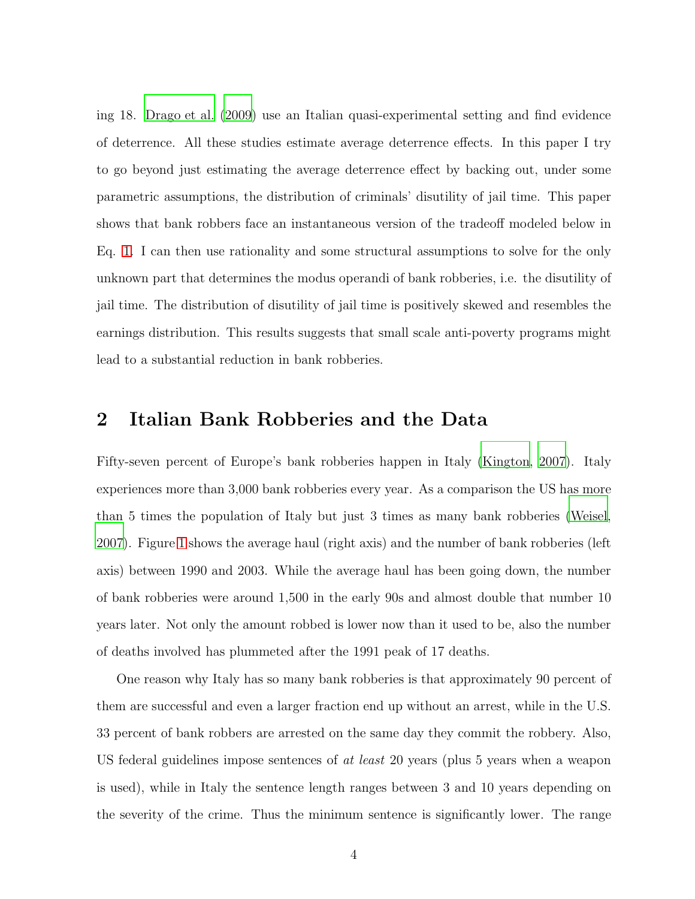ing 18. Drago et al. (2009) use an Italian quasi-experimental setting and find evidence of deterrence. All these studies estimate average deterrence effects. In this paper I try to go beyond just estimating the average deterrence effect by backing out, under some parametric assumptions, the distribution of criminals' disutility of jail time. This paper shows that bank robbers face an instantaneous version of the tradeoff modeled below in Eq. 1. I can then use rationality and some structural assumptions to solve for the only unknown part that determines the modus operandi of bank robberies, i.e. the disutility of jail time. The distribution of disutility of jail time is positively skewed and resembles the earnings distribution. This results suggests that small scale anti-poverty programs might lead to a substantial reduction in bank robberies.

## 2 Italian Bank Robberies and the Data

Fifty-seven percent of Europe's bank robberies happen in Italy (Kington, 2007). Italy experiences more than 3,000 bank robberies every year. As a comparison the US has more than 5 times the population of Italy but just 3 times as many bank robberies (Weisel, 2007). Figure 1 shows the average haul (right axis) and the number of bank robberies (left axis) between 1990 and 2003. While the average haul has been going down, the number of bank robberies were around 1,500 in the early 90s and almost double that number 10 years later. Not only the amount robbed is lower now than it used to be, also the number of deaths involved has plummeted after the 1991 peak of 17 deaths.

One reason why Italy has so many bank robberies is that approximately 90 percent of them are successful and even a larger fraction end up without an arrest, while in the U.S. 33 percent of bank robbers are arrested on the same day they commit the robbery. Also, US federal guidelines impose sentences of *at least* 20 years (plus 5 years when a weapon is used), while in Italy the sentence length ranges between 3 and 10 years depending on the severity of the crime. Thus the minimum sentence is significantly lower. The range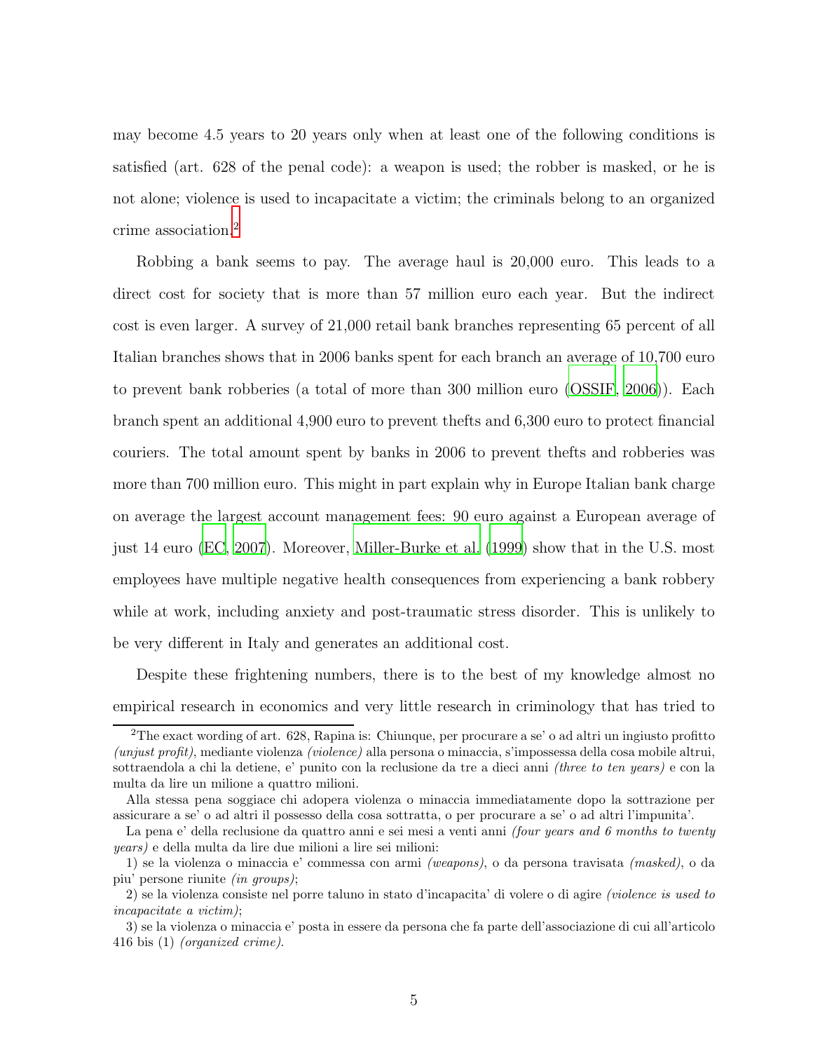may become 4.5 years to 20 years only when at least one of the following conditions is satisfied (art. 628 of the penal code): a weapon is used; the robber is masked, or he is not alone; violence is used to incapacitate a victim; the criminals belong to an organized crime association.[2]

Robbing a bank seems to pay. The average haul is 20,000 euro. This leads to a direct cost for society that is more than 57 million euro each year. But the indirect cost is even larger. A survey of 21,000 retail bank branches representing 65 percent of all Italian branches shows that in 2006 banks spent for each branch an average of 10,700 euro to prevent bank robberies (a total of more than 300 million euro (OSSIF, 2006)). Each branch spent an additional 4,900 euro to prevent thefts and 6,300 euro to protect financial couriers. The total amount spent by banks in 2006 to prevent thefts and robberies was more than 700 million euro. This might in part explain why in Europe Italian bank charge on average the largest account management fees: 90 euro against a European average of just 14 euro (EC, 2007). Moreover, Miller-Burke et al. (1999) show that in the U.S. most employees have multiple negative health consequences from experiencing a bank robbery while at work, including anxiety and post-traumatic stress disorder. This is unlikely to be very different in Italy and generates an additional cost.

Despite these frightening numbers, there is to the best of my knowledge almost no empirical research in economics and very little research in criminology that has tried to

---

[2] The exact wording of art. 628, Rapina is: Chiunque, per procurare a se' o ad altri un ingiusto profitto *(unjust profit)*, mediante violenza *(violence)* alla persona o minaccia, s'impossessa della cosa mobile altrui, sottraendola a chi la detiene, e' punito con la reclusione da tre a dieci anni *(three to ten years)* e con la multa da lire un milione a quattro milioni.

Alla stessa pena soggiace chi adopera violenza o minaccia immediatamente dopo la sottrazione per assicurare a se' o ad altri il possesso della cosa sottratta, o per procurare a se' o ad altri l'impunita'.

La pena e' della reclusione da quattro anni e sei mesi a venti anni *(four years and 6 months to twenty years)* e della multa da lire due milioni a lire sei milioni:

1) se la violenza o minaccia e' commessa con armi *(weapons)*, o da persona travisata *(masked)*, o da piu' persone riunite *(in groups)*;

2) se la violenza consiste nel porre taluno in stato d'incapacita' di volere o di agire *(violence is used to incapacitate a victim)*;

3) se la violenza o minaccia e' posta in essere da persona che fa parte dell'associazione di cui all'articolo 416 bis (1) *(organized crime)*.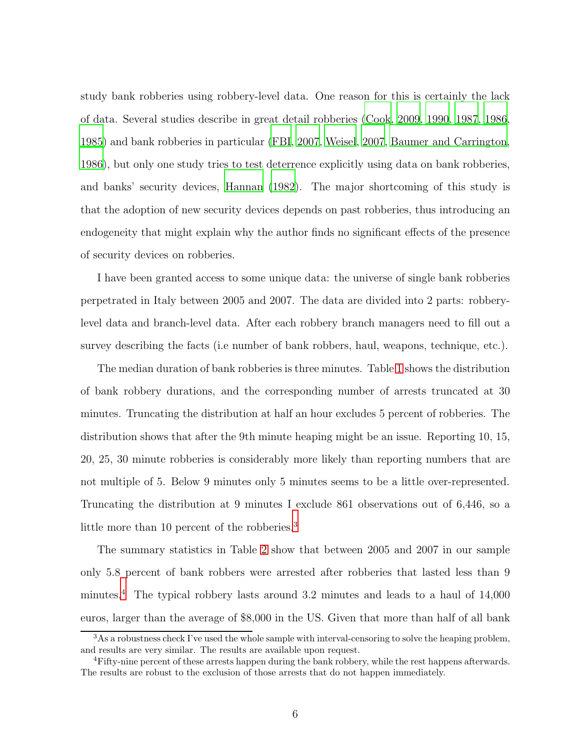study bank robberies using robbery-level data. One reason for this is certainly the lack of data. Several studies describe in great detail robberies (Cook, 2009, 1990, 1987, 1986, 1985) and bank robberies in particular (FBI, 2007, Weisel, 2007, Baumer and Carrington, 1986), but only one study tries to test deterrence explicitly using data on bank robberies, and banks' security devices, Hannan (1982). The major shortcoming of this study is that the adoption of new security devices depends on past robberies, thus introducing an endogeneity that might explain why the author finds no significant effects of the presence of security devices on robberies.

I have been granted access to some unique data: the universe of single bank robberies perpetrated in Italy between 2005 and 2007. The data are divided into 2 parts: robbery-level data and branch-level data. After each robbery branch managers need to fill out a survey describing the facts (i.e number of bank robbers, haul, weapons, technique, etc.).

The median duration of bank robberies is three minutes. Table 1 shows the distribution of bank robbery durations, and the corresponding number of arrests truncated at 30 minutes. Truncating the distribution at half an hour excludes 5 percent of robberies. The distribution shows that after the 9th minute heaping might be an issue. Reporting 10, 15, 20, 25, 30 minute robberies is considerably more likely than reporting numbers that are not multiple of 5. Below 9 minutes only 5 minutes seems to be a little over-represented. Truncating the distribution at 9 minutes I exclude 861 observations out of 6,446, so a little more than 10 percent of the robberies.[3]

The summary statistics in Table 2 show that between 2005 and 2007 in our sample only 5.8 percent of bank robbers were arrested after robberies that lasted less than 9 minutes.[4] The typical robbery lasts around 3.2 minutes and leads to a haul of 14,000 euros, larger than the average of $8,000 in the US. Given that more than half of all bank

[3] As a robustness check I've used the whole sample with interval-censoring to solve the heaping problem, and results are very similar. The results are available upon request.

[4] Fifty-nine percent of these arrests happen during the bank robbery, while the rest happens afterwards. The results are robust to the exclusion of those arrests that do not happen immediately.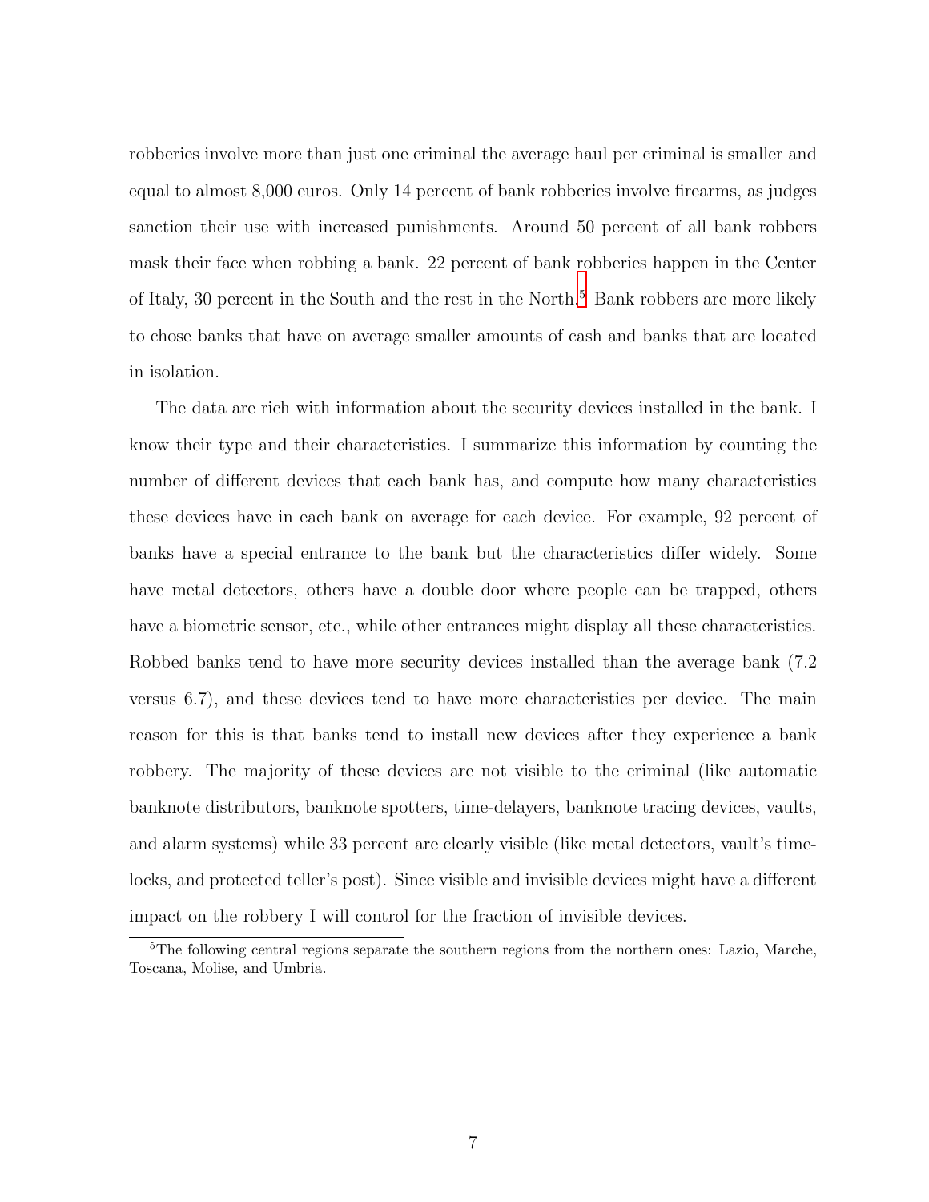robberies involve more than just one criminal the average haul per criminal is smaller and equal to almost 8,000 euros. Only 14 percent of bank robberies involve firearms, as judges sanction their use with increased punishments. Around 50 percent of all bank robbers mask their face when robbing a bank. 22 percent of bank robberies happen in the Center of Italy, 30 percent in the South and the rest in the North.[5] Bank robbers are more likely to chose banks that have on average smaller amounts of cash and banks that are located in isolation.

The data are rich with information about the security devices installed in the bank. I know their type and their characteristics. I summarize this information by counting the number of different devices that each bank has, and compute how many characteristics these devices have in each bank on average for each device. For example, 92 percent of banks have a special entrance to the bank but the characteristics differ widely. Some have metal detectors, others have a double door where people can be trapped, others have a biometric sensor, etc., while other entrances might display all these characteristics. Robbed banks tend to have more security devices installed than the average bank (7.2 versus 6.7), and these devices tend to have more characteristics per device. The main reason for this is that banks tend to install new devices after they experience a bank robbery. The majority of these devices are not visible to the criminal (like automatic banknote distributors, banknote spotters, time-delayers, banknote tracing devices, vaults, and alarm systems) while 33 percent are clearly visible (like metal detectors, vault's time-locks, and protected teller's post). Since visible and invisible devices might have a different impact on the robbery I will control for the fraction of invisible devices.

[5] The following central regions separate the southern regions from the northern ones: Lazio, Marche, Toscana, Molise, and Umbria.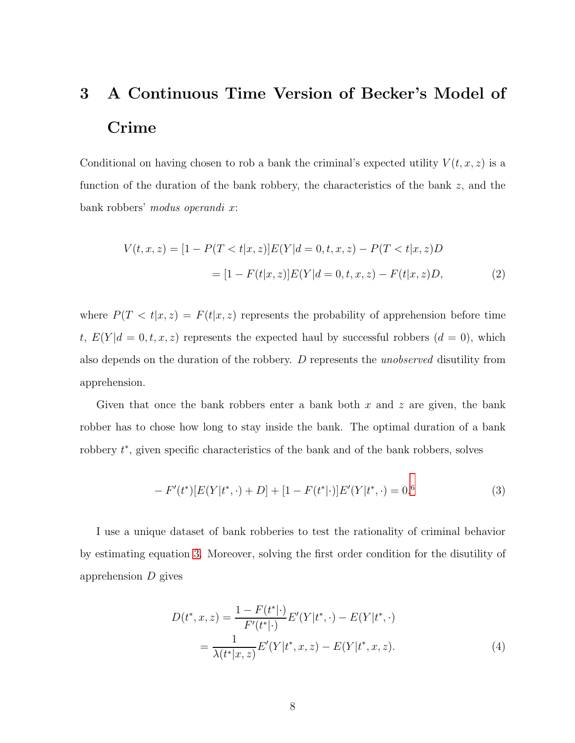# 3 A Continuous Time Version of Becker's Model of Crime

Conditional on having chosen to rob a bank the criminal's expected utility $V(t, x, z)$ is a function of the duration of the bank robbery, the characteristics of the bank $z$, and the bank robbers' *modus operandi* $x$:

$$
\begin{aligned}
V(t, x, z) &= [1 - P(T < t|x, z)]E(Y|d = 0, t, x, z) - P(T < t|x, z)D \\
&= [1 - F(t|x, z)]E(Y|d = 0, t, x, z) - F(t|x, z)D, \qquad (2)
\end{aligned}
$$

where $P(T < t|x, z) = F(t|x, z)$ represents the probability of apprehension before time $t$, $E(Y|d = 0, t, x, z)$ represents the expected haul by successful robbers ($d = 0$), which also depends on the duration of the robbery. $D$ represents the *unobserved* disutility from apprehension.

Given that once the bank robbers enter a bank both $x$ and $z$ are given, the bank robber has to chose how long to stay inside the bank. The optimal duration of a bank robbery $t^*$, given specific characteristics of the bank and of the bank robbers, solves

$$
-F'(t^*)[E(Y|t^*, \cdot) + D] + [1 - F(t^*|\cdot)]E'(Y|t^*, \cdot) = 0. \qquad (3)
$$

[6]

I use a unique dataset of bank robberies to test the rationality of criminal behavior by estimating equation 3. Moreover, solving the first order condition for the disutility of apprehension $D$ gives

$$
\begin{aligned}
D(t^*, x, z) &= \frac{1 - F(t^*|\cdot)}{F'(t^*|\cdot)}E'(Y|t^*, \cdot) - E(Y|t^*, \cdot) \\
&= \frac{1}{\lambda(t^*|x, z)}E'(Y|t^*, x, z) - E(Y|t^*, x, z). \qquad (4)
\end{aligned}
$$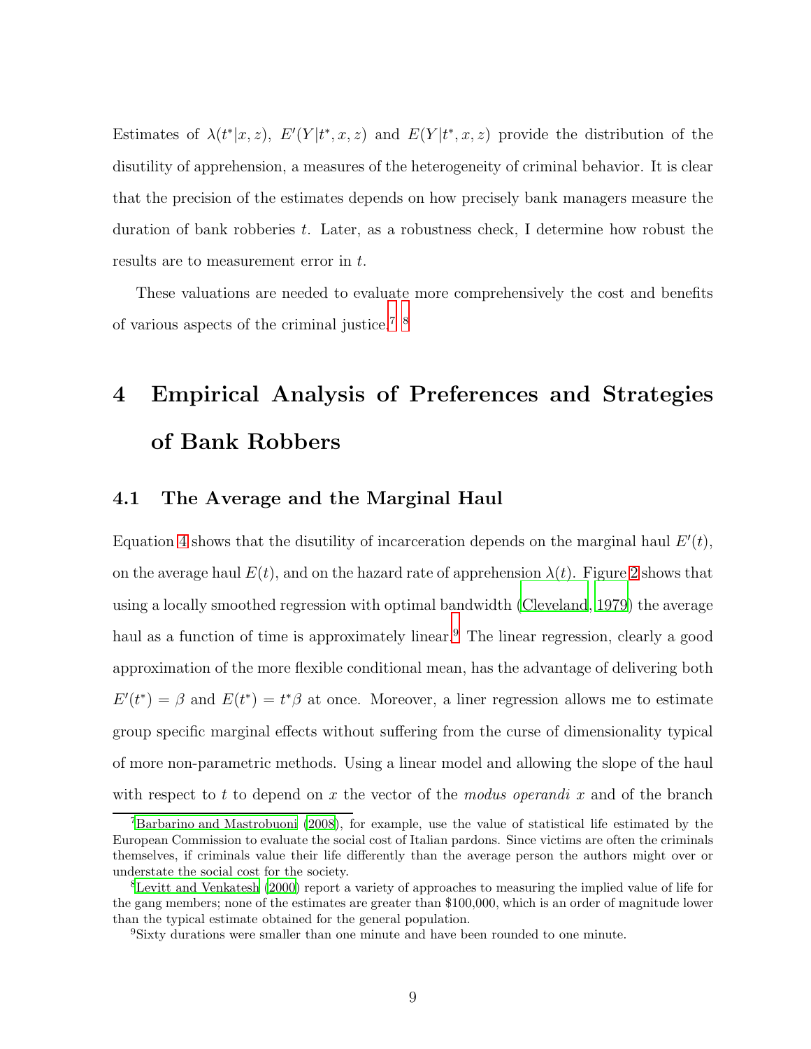Estimates of $\lambda(t^*|x,z)$, $E'(Y|t^*,x,z)$ and $E(Y|t^*,x,z)$ provide the distribution of the disutility of apprehension, a measures of the heterogeneity of criminal behavior. It is clear that the precision of the estimates depends on how precisely bank managers measure the duration of bank robberies $t$. Later, as a robustness check, I determine how robust the results are to measurement error in $t$.

These valuations are needed to evaluate more comprehensively the cost and benefits of various aspects of the criminal justice.[7] [8]

## 4 Empirical Analysis of Preferences and Strategies of Bank Robbers

### 4.1 The Average and the Marginal Haul

Equation 4 shows that the disutility of incarceration depends on the marginal haul $E'(t)$, on the average haul $E(t)$, and on the hazard rate of apprehension $\lambda(t)$. Figure 2 shows that using a locally smoothed regression with optimal bandwidth (Cleveland, 1979) the average haul as a function of time is approximately linear.[9] The linear regression, clearly a good approximation of the more flexible conditional mean, has the advantage of delivering both $E'(t^*) = \beta$ and $E(t^*) = t^*\beta$ at once. Moreover, a liner regression allows me to estimate group specific marginal effects without suffering from the curse of dimensionality typical of more non-parametric methods. Using a linear model and allowing the slope of the haul with respect to $t$ to depend on $x$ the vector of the *modus operandi* $x$ and of the branch

---

[7] Barbarino and Mastrobuoni (2008), for example, use the value of statistical life estimated by the European Commission to evaluate the social cost of Italian pardons. Since victims are often the criminals themselves, if criminals value their life differently than the average person the authors might over or understate the social cost for the society.

[8] Levitt and Venkatesh (2000) report a variety of approaches to measuring the implied value of life for the gang members; none of the estimates are greater than \$100,000, which is an order of magnitude lower than the typical estimate obtained for the general population.

[9] Sixty durations were smaller than one minute and have been rounded to one minute.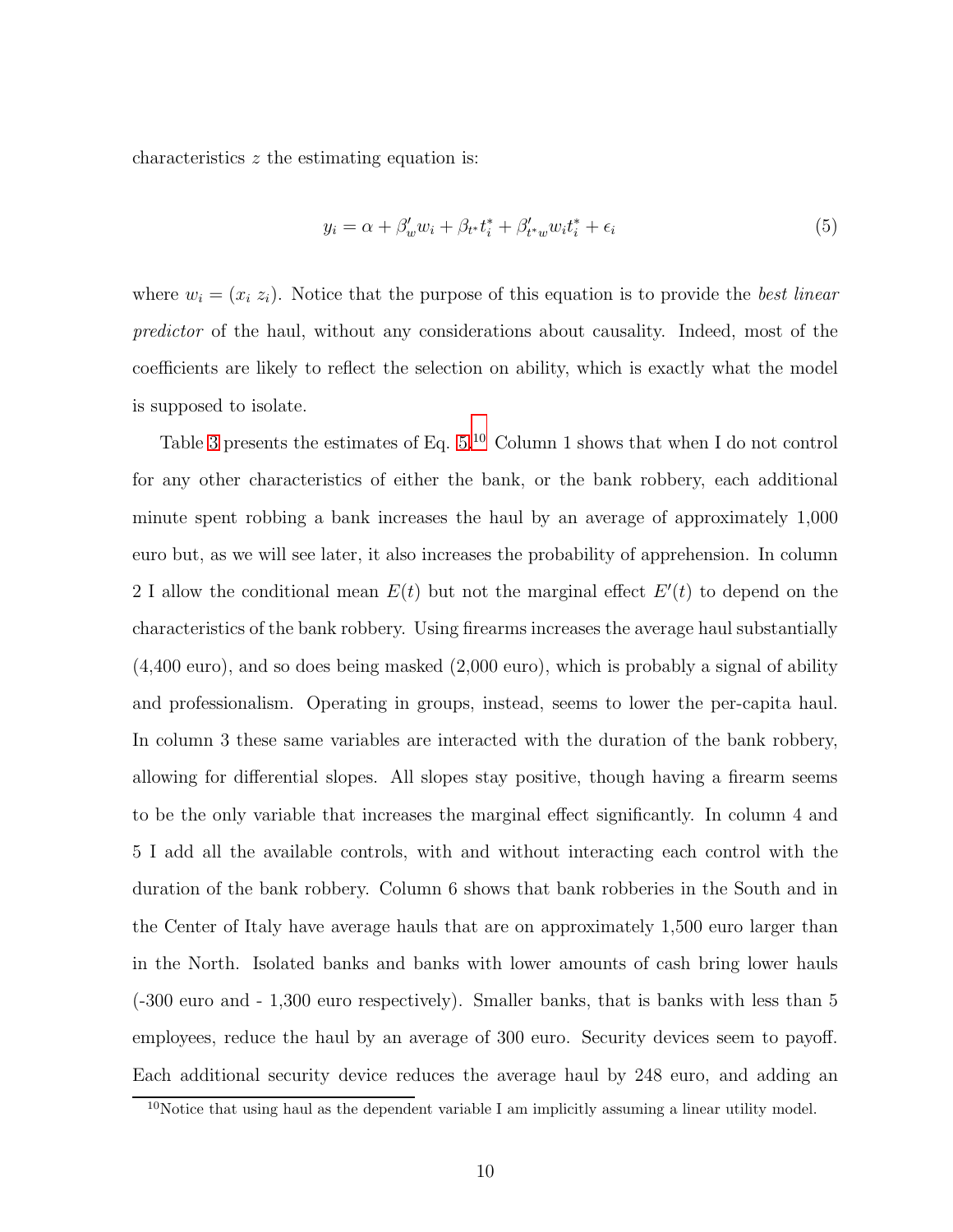characteristics $z$ the estimating equation is:

$$y_i = \alpha + \beta_w' w_i + \beta_{t^*} t_i^* + \beta_{t^*w}' w_i t_i^* + \epsilon_i \tag{5}$$

where $w_i = (x_i \; z_i)$. Notice that the purpose of this equation is to provide the *best linear predictor* of the haul, without any considerations about causality. Indeed, most of the coefficients are likely to reflect the selection on ability, which is exactly what the model is supposed to isolate.

Table 3 presents the estimates of Eq. 5.[10] Column 1 shows that when I do not control for any other characteristics of either the bank, or the bank robbery, each additional minute spent robbing a bank increases the haul by an average of approximately 1,000 euro but, as we will see later, it also increases the probability of apprehension. In column 2 I allow the conditional mean $E(t)$ but not the marginal effect $E'(t)$ to depend on the characteristics of the bank robbery. Using firearms increases the average haul substantially (4,400 euro), and so does being masked (2,000 euro), which is probably a signal of ability and professionalism. Operating in groups, instead, seems to lower the per-capita haul. In column 3 these same variables are interacted with the duration of the bank robbery, allowing for differential slopes. All slopes stay positive, though having a firearm seems to be the only variable that increases the marginal effect significantly. In column 4 and 5 I add all the available controls, with and without interacting each control with the duration of the bank robbery. Column 6 shows that bank robberies in the South and in the Center of Italy have average hauls that are on approximately 1,500 euro larger than in the North. Isolated banks and banks with lower amounts of cash bring lower hauls (-300 euro and - 1,300 euro respectively). Smaller banks, that is banks with less than 5 employees, reduce the haul by an average of 300 euro. Security devices seem to payoff. Each additional security device reduces the average haul by 248 euro, and adding an

[10] Notice that using haul as the dependent variable I am implicitly assuming a linear utility model.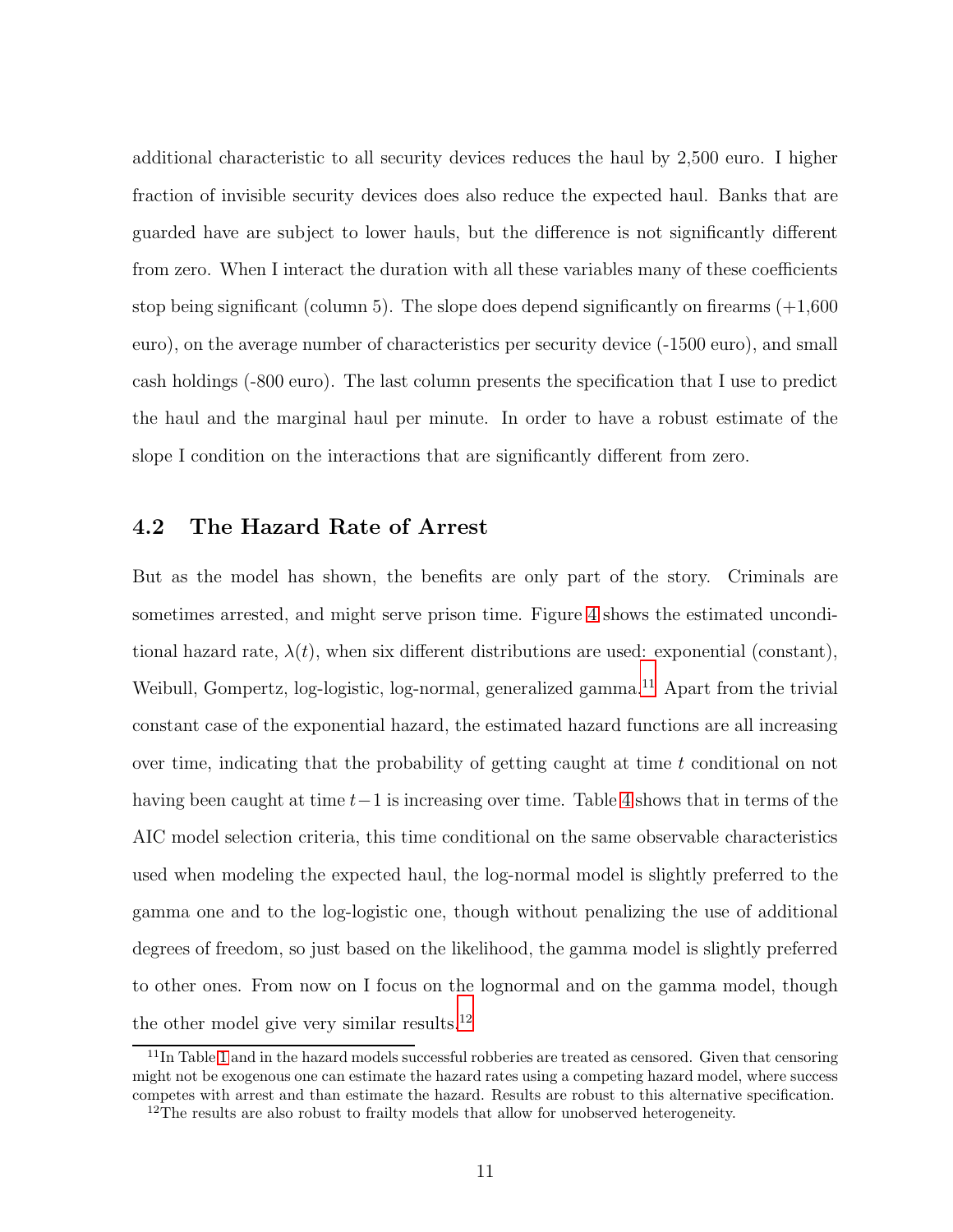additional characteristic to all security devices reduces the haul by 2,500 euro. I higher fraction of invisible security devices does also reduce the expected haul. Banks that are guarded have are subject to lower hauls, but the difference is not significantly different from zero. When I interact the duration with all these variables many of these coefficients stop being significant (column 5). The slope does depend significantly on firearms (+1,600 euro), on the average number of characteristics per security device (-1500 euro), and small cash holdings (-800 euro). The last column presents the specification that I use to predict the haul and the marginal haul per minute. In order to have a robust estimate of the slope I condition on the interactions that are significantly different from zero.

## 4.2 The Hazard Rate of Arrest

But as the model has shown, the benefits are only part of the story. Criminals are sometimes arrested, and might serve prison time. Figure 4 shows the estimated unconditional hazard rate, $\lambda(t)$, when six different distributions are used: exponential (constant), Weibull, Gompertz, log-logistic, log-normal, generalized gamma.[11] Apart from the trivial constant case of the exponential hazard, the estimated hazard functions are all increasing over time, indicating that the probability of getting caught at time $t$ conditional on not having been caught at time $t-1$ is increasing over time. Table 4 shows that in terms of the AIC model selection criteria, this time conditional on the same observable characteristics used when modeling the expected haul, the log-normal model is slightly preferred to the gamma one and to the log-logistic one, though without penalizing the use of additional degrees of freedom, so just based on the likelihood, the gamma model is slightly preferred to other ones. From now on I focus on the lognormal and on the gamma model, though the other model give very similar results.[12]

[11] In Table 1 and in the hazard models successful robberies are treated as censored. Given that censoring might not be exogenous one can estimate the hazard rates using a competing hazard model, where success competes with arrest and than estimate the hazard. Results are robust to this alternative specification.

[12] The results are also robust to frailty models that allow for unobserved heterogeneity.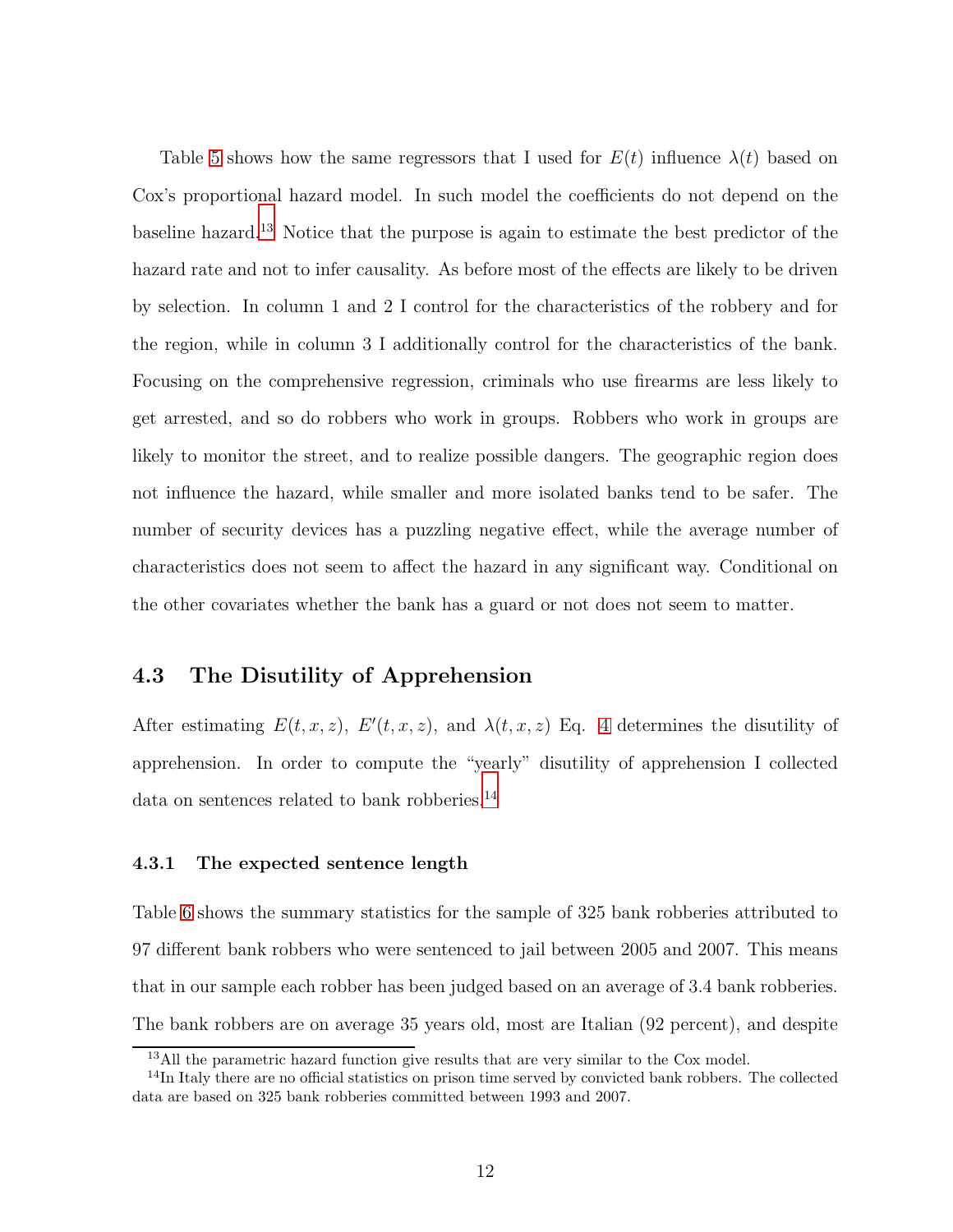Table 5 shows how the same regressors that I used for $E(t)$ influence $\lambda(t)$ based on Cox's proportional hazard model. In such model the coefficients do not depend on the baseline hazard.[13] Notice that the purpose is again to estimate the best predictor of the hazard rate and not to infer causality. As before most of the effects are likely to be driven by selection. In column 1 and 2 I control for the characteristics of the robbery and for the region, while in column 3 I additionally control for the characteristics of the bank. Focusing on the comprehensive regression, criminals who use firearms are less likely to get arrested, and so do robbers who work in groups. Robbers who work in groups are likely to monitor the street, and to realize possible dangers. The geographic region does not influence the hazard, while smaller and more isolated banks tend to be safer. The number of security devices has a puzzling negative effect, while the average number of characteristics does not seem to affect the hazard in any significant way. Conditional on the other covariates whether the bank has a guard or not does not seem to matter.

## 4.3 The Disutility of Apprehension

After estimating $E(t, x, z)$, $E'(t, x, z)$, and $\lambda(t, x, z)$ Eq. 4 determines the disutility of apprehension. In order to compute the "yearly" disutility of apprehension I collected data on sentences related to bank robberies.[14]

### 4.3.1 The expected sentence length

Table 6 shows the summary statistics for the sample of 325 bank robberies attributed to 97 different bank robbers who were sentenced to jail between 2005 and 2007. This means that in our sample each robber has been judged based on an average of 3.4 bank robberies. The bank robbers are on average 35 years old, most are Italian (92 percent), and despite

[13] All the parametric hazard function give results that are very similar to the Cox model.

[14] In Italy there are no official statistics on prison time served by convicted bank robbers. The collected data are based on 325 bank robberies committed between 1993 and 2007.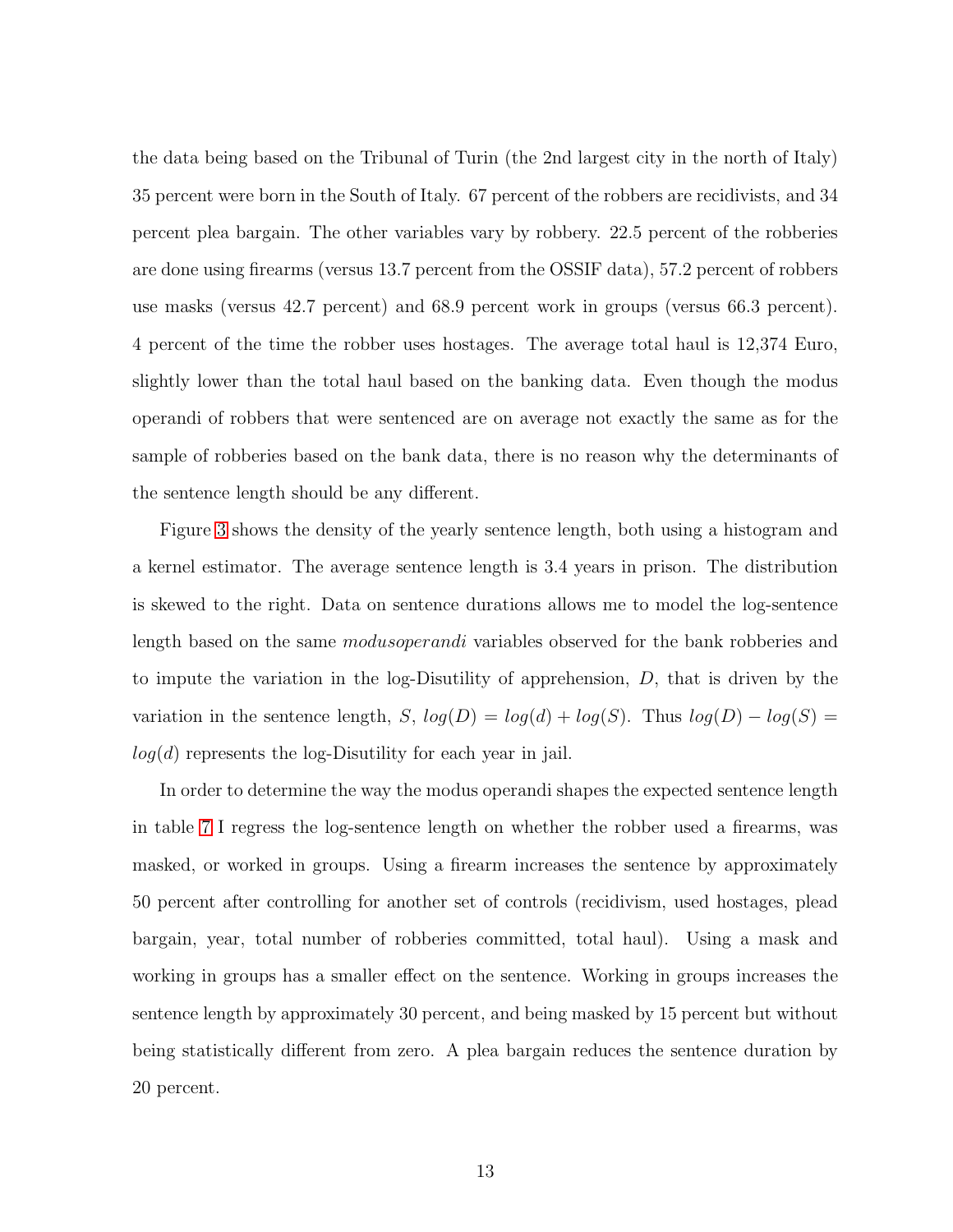the data being based on the Tribunal of Turin (the 2nd largest city in the north of Italy) 35 percent were born in the South of Italy. 67 percent of the robbers are recidivists, and 34 percent plea bargain. The other variables vary by robbery. 22.5 percent of the robberies are done using firearms (versus 13.7 percent from the OSSIF data), 57.2 percent of robbers use masks (versus 42.7 percent) and 68.9 percent work in groups (versus 66.3 percent). 4 percent of the time the robber uses hostages. The average total haul is 12,374 Euro, slightly lower than the total haul based on the banking data. Even though the modus operandi of robbers that were sentenced are on average not exactly the same as for the sample of robberies based on the bank data, there is no reason why the determinants of the sentence length should be any different.

Figure 3 shows the density of the yearly sentence length, both using a histogram and a kernel estimator. The average sentence length is 3.4 years in prison. The distribution is skewed to the right. Data on sentence durations allows me to model the log-sentence length based on the same *modusoperandi* variables observed for the bank robberies and to impute the variation in the log-Disutility of apprehension, $D$, that is driven by the variation in the sentence length, $S$, $log(D) = log(d) + log(S)$. Thus $log(D) - log(S) = log(d)$ represents the log-Disutility for each year in jail.

In order to determine the way the modus operandi shapes the expected sentence length in table 7 I regress the log-sentence length on whether the robber used a firearms, was masked, or worked in groups. Using a firearm increases the sentence by approximately 50 percent after controlling for another set of controls (recidivism, used hostages, plead bargain, year, total number of robberies committed, total haul). Using a mask and working in groups has a smaller effect on the sentence. Working in groups increases the sentence length by approximately 30 percent, and being masked by 15 percent but without being statistically different from zero. A plea bargain reduces the sentence duration by 20 percent.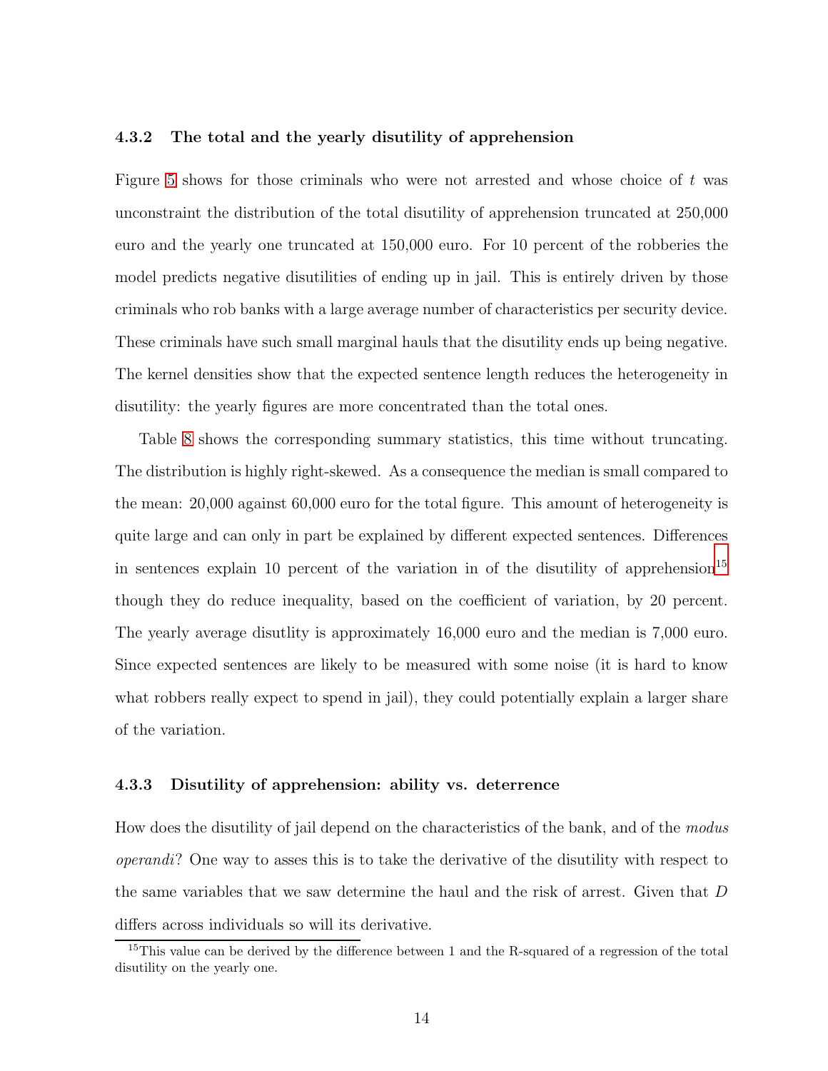### 4.3.2 The total and the yearly disutility of apprehension

Figure 5 shows for those criminals who were not arrested and whose choice of $t$ was unconstraint the distribution of the total disutility of apprehension truncated at 250,000 euro and the yearly one truncated at 150,000 euro. For 10 percent of the robberies the model predicts negative disutilities of ending up in jail. This is entirely driven by those criminals who rob banks with a large average number of characteristics per security device. These criminals have such small marginal hauls that the disutility ends up being negative. The kernel densities show that the expected sentence length reduces the heterogeneity in disutility: the yearly figures are more concentrated than the total ones.

Table 8 shows the corresponding summary statistics, this time without truncating. The distribution is highly right-skewed. As a consequence the median is small compared to the mean: 20,000 against 60,000 euro for the total figure. This amount of heterogeneity is quite large and can only in part be explained by different expected sentences. Differences in sentences explain 10 percent of the variation in of the disutility of apprehension[15] though they do reduce inequality, based on the coefficient of variation, by 20 percent. The yearly average disutlity is approximately 16,000 euro and the median is 7,000 euro. Since expected sentences are likely to be measured with some noise (it is hard to know what robbers really expect to spend in jail), they could potentially explain a larger share of the variation.

### 4.3.3 Disutility of apprehension: ability vs. deterrence

How does the disutility of jail depend on the characteristics of the bank, and of the *modus operandi*? One way to asses this is to take the derivative of the disutility with respect to the same variables that we saw determine the haul and the risk of arrest. Given that $D$ differs across individuals so will its derivative.

[15] This value can be derived by the difference between 1 and the R-squared of a regression of the total disutility on the yearly one.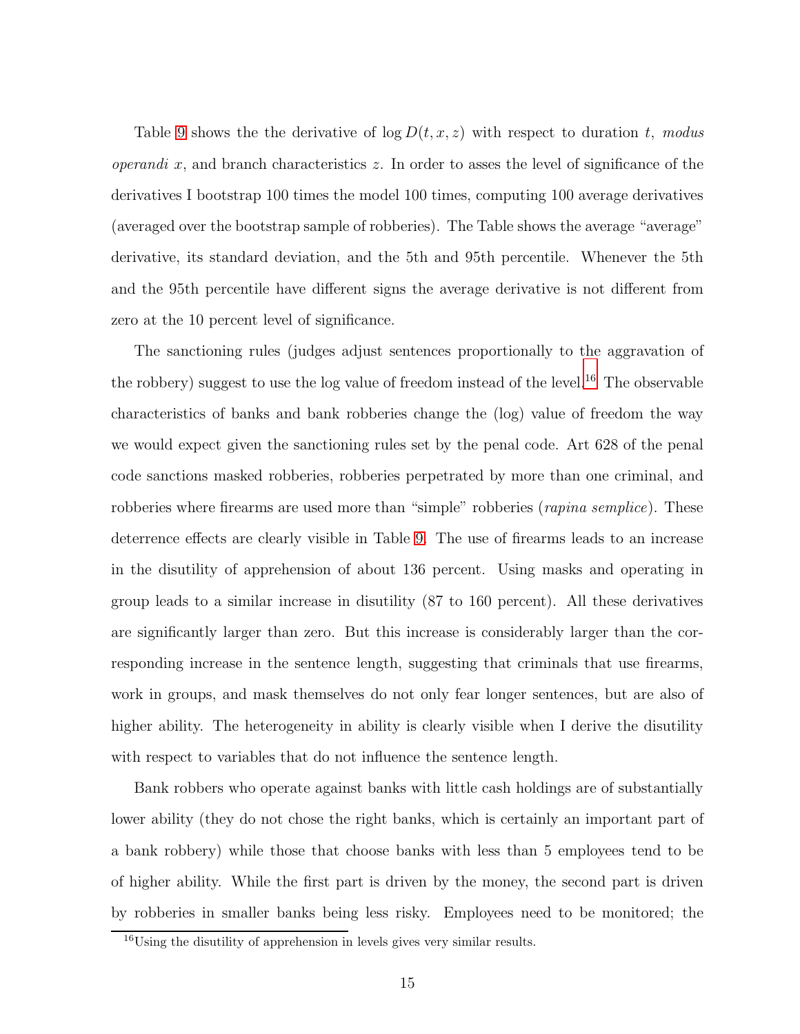Table 9 shows the the derivative of $\log D(t, x, z)$ with respect to duration $t$, *modus operandi* $x$, and branch characteristics $z$. In order to asses the level of significance of the derivatives I bootstrap 100 times the model 100 times, computing 100 average derivatives (averaged over the bootstrap sample of robberies). The Table shows the average "average" derivative, its standard deviation, and the 5th and 95th percentile. Whenever the 5th and the 95th percentile have different signs the average derivative is not different from zero at the 10 percent level of significance.

The sanctioning rules (judges adjust sentences proportionally to the aggravation of the robbery) suggest to use the log value of freedom instead of the level.[16] The observable characteristics of banks and bank robberies change the (log) value of freedom the way we would expect given the sanctioning rules set by the penal code. Art 628 of the penal code sanctions masked robberies, robberies perpetrated by more than one criminal, and robberies where firearms are used more than "simple" robberies (*rapina semplice*). These deterrence effects are clearly visible in Table 9. The use of firearms leads to an increase in the disutility of apprehension of about 136 percent. Using masks and operating in group leads to a similar increase in disutility (87 to 160 percent). All these derivatives are significantly larger than zero. But this increase is considerably larger than the corresponding increase in the sentence length, suggesting that criminals that use firearms, work in groups, and mask themselves do not only fear longer sentences, but are also of higher ability. The heterogeneity in ability is clearly visible when I derive the disutility with respect to variables that do not influence the sentence length.

Bank robbers who operate against banks with little cash holdings are of substantially lower ability (they do not chose the right banks, which is certainly an important part of a bank robbery) while those that choose banks with less than 5 employees tend to be of higher ability. While the first part is driven by the money, the second part is driven by robberies in smaller banks being less risky. Employees need to be monitored; the

[16] Using the disutility of apprehension in levels gives very similar results.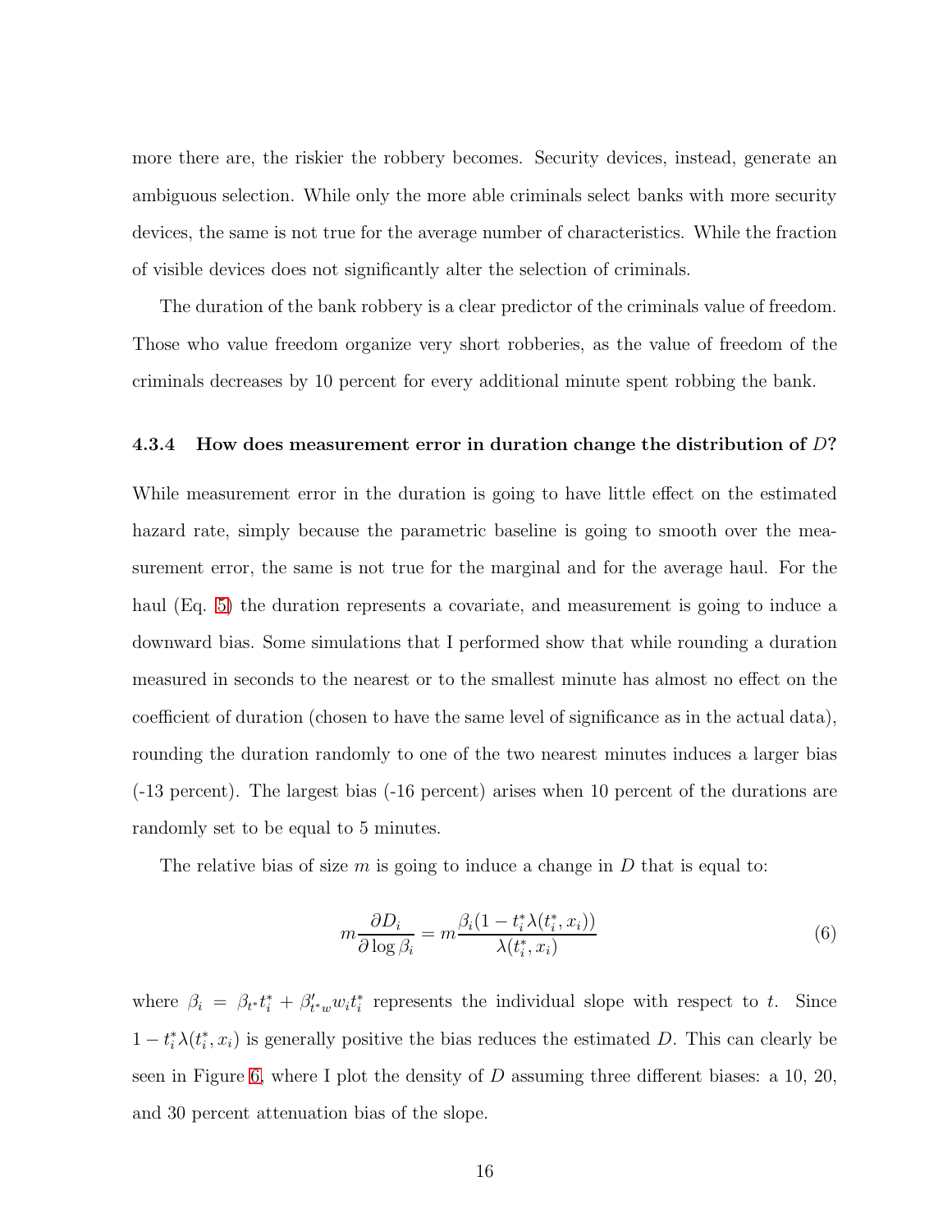more there are, the riskier the robbery becomes. Security devices, instead, generate an ambiguous selection. While only the more able criminals select banks with more security devices, the same is not true for the average number of characteristics. While the fraction of visible devices does not significantly alter the selection of criminals.

The duration of the bank robbery is a clear predictor of the criminals value of freedom. Those who value freedom organize very short robberies, as the value of freedom of the criminals decreases by 10 percent for every additional minute spent robbing the bank.

#### 4.3.4 How does measurement error in duration change the distribution of $D$?

While measurement error in the duration is going to have little effect on the estimated hazard rate, simply because the parametric baseline is going to smooth over the measurement error, the same is not true for the marginal and for the average haul. For the haul (Eq. 5) the duration represents a covariate, and measurement is going to induce a downward bias. Some simulations that I performed show that while rounding a duration measured in seconds to the nearest or to the smallest minute has almost no effect on the coefficient of duration (chosen to have the same level of significance as in the actual data), rounding the duration randomly to one of the two nearest minutes induces a larger bias (-13 percent). The largest bias (-16 percent) arises when 10 percent of the durations are randomly set to be equal to 5 minutes.

The relative bias of size $m$ is going to induce a change in $D$ that is equal to:

$$m \frac{\partial D_i}{\partial \log \beta_i} = m \frac{\beta_i (1 - t_i^* \lambda(t_i^*, x_i))}{\lambda(t_i^*, x_i)} \tag{6}$$

where $\beta_i = \beta_{t^*} t_i^* + \beta'_{t^* w} w_i t_i^*$ represents the individual slope with respect to $t$. Since $1 - t_i^* \lambda(t_i^*, x_i)$ is generally positive the bias reduces the estimated $D$. This can clearly be seen in Figure 6, where I plot the density of $D$ assuming three different biases: a 10, 20, and 30 percent attenuation bias of the slope.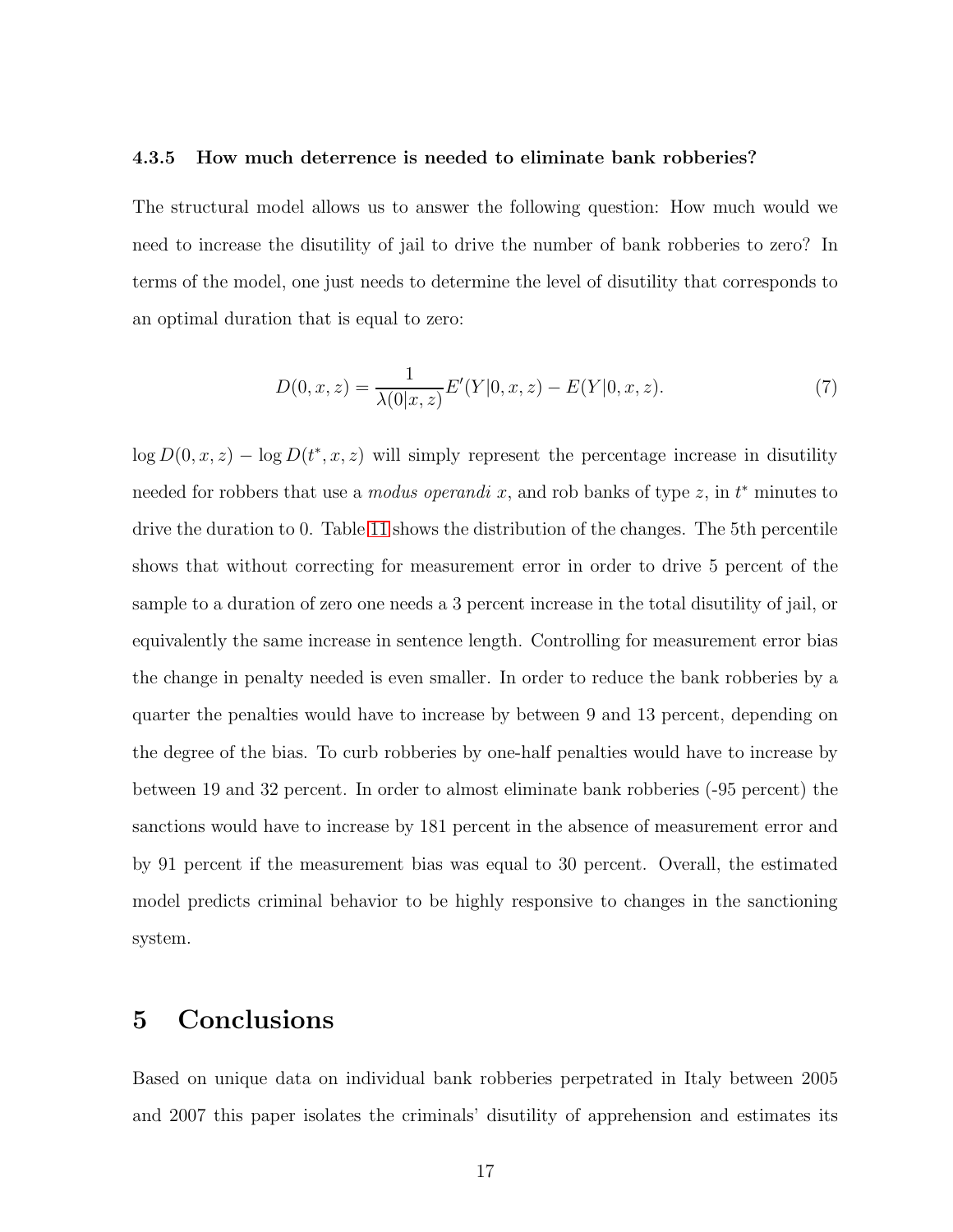#### 4.3.5 How much deterrence is needed to eliminate bank robberies?

The structural model allows us to answer the following question: How much would we need to increase the disutility of jail to drive the number of bank robberies to zero? In terms of the model, one just needs to determine the level of disutility that corresponds to an optimal duration that is equal to zero:

$$D(0, x, z) = \frac{1}{\lambda(0|x, z)} E'(Y|0, x, z) - E(Y|0, x, z). \tag{7}$$

$\log D(0, x, z) - \log D(t^{*}, x, z)$ will simply represent the percentage increase in disutility needed for robbers that use a *modus operandi* $x$, and rob banks of type $z$, in $t^{*}$ minutes to drive the duration to 0. Table 11 shows the distribution of the changes. The 5th percentile shows that without correcting for measurement error in order to drive 5 percent of the sample to a duration of zero one needs a 3 percent increase in the total disutility of jail, or equivalently the same increase in sentence length. Controlling for measurement error bias the change in penalty needed is even smaller. In order to reduce the bank robberies by a quarter the penalties would have to increase by between 9 and 13 percent, depending on the degree of the bias. To curb robberies by one-half penalties would have to increase by between 19 and 32 percent. In order to almost eliminate bank robberies (-95 percent) the sanctions would have to increase by 181 percent in the absence of measurement error and by 91 percent if the measurement bias was equal to 30 percent. Overall, the estimated model predicts criminal behavior to be highly responsive to changes in the sanctioning system.

# 5 Conclusions

Based on unique data on individual bank robberies perpetrated in Italy between 2005 and 2007 this paper isolates the criminals' disutility of apprehension and estimates its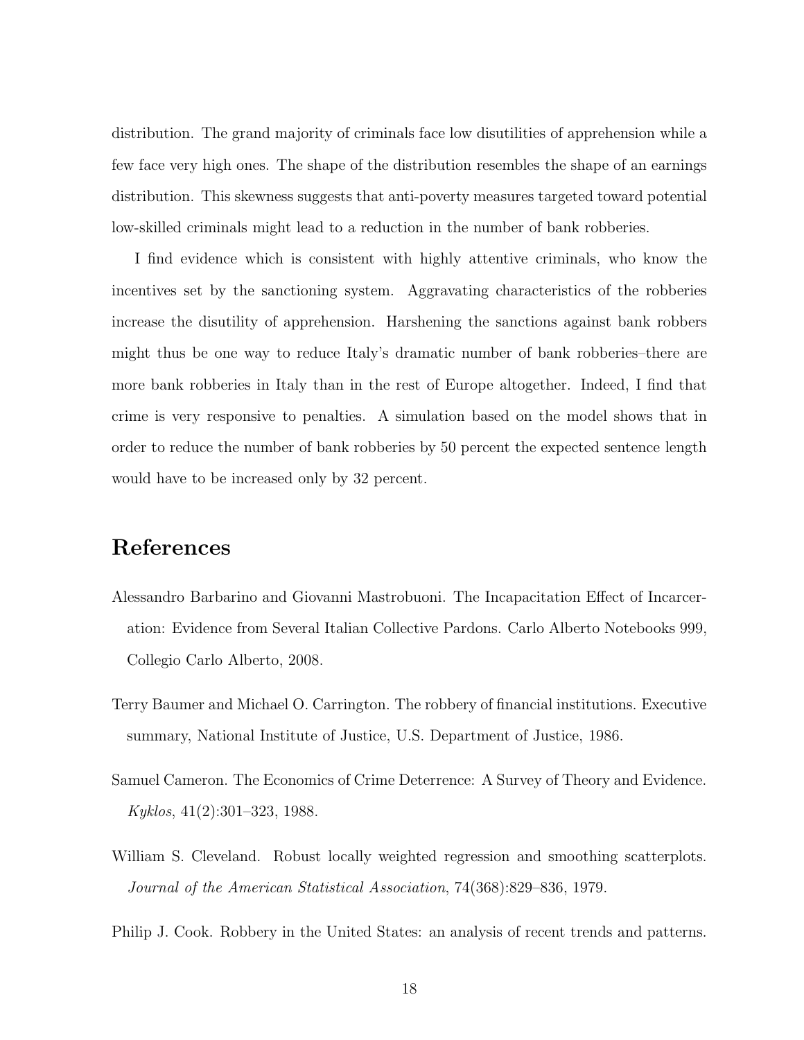distribution. The grand majority of criminals face low disutilities of apprehension while a few face very high ones. The shape of the distribution resembles the shape of an earnings distribution. This skewness suggests that anti-poverty measures targeted toward potential low-skilled criminals might lead to a reduction in the number of bank robberies.

I find evidence which is consistent with highly attentive criminals, who know the incentives set by the sanctioning system. Aggravating characteristics of the robberies increase the disutility of apprehension. Harshening the sanctions against bank robbers might thus be one way to reduce Italy's dramatic number of bank robberies–there are more bank robberies in Italy than in the rest of Europe altogether. Indeed, I find that crime is very responsive to penalties. A simulation based on the model shows that in order to reduce the number of bank robberies by 50 percent the expected sentence length would have to be increased only by 32 percent.

# References

Alessandro Barbarino and Giovanni Mastrobuoni. The Incapacitation Effect of Incarceration: Evidence from Several Italian Collective Pardons. Carlo Alberto Notebooks 999, Collegio Carlo Alberto, 2008.

Terry Baumer and Michael O. Carrington. The robbery of financial institutions. Executive summary, National Institute of Justice, U.S. Department of Justice, 1986.

Samuel Cameron. The Economics of Crime Deterrence: A Survey of Theory and Evidence. *Kyklos*, 41(2):301–323, 1988.

William S. Cleveland. Robust locally weighted regression and smoothing scatterplots. *Journal of the American Statistical Association*, 74(368):829–836, 1979.

Philip J. Cook. Robbery in the United States: an analysis of recent trends and patterns.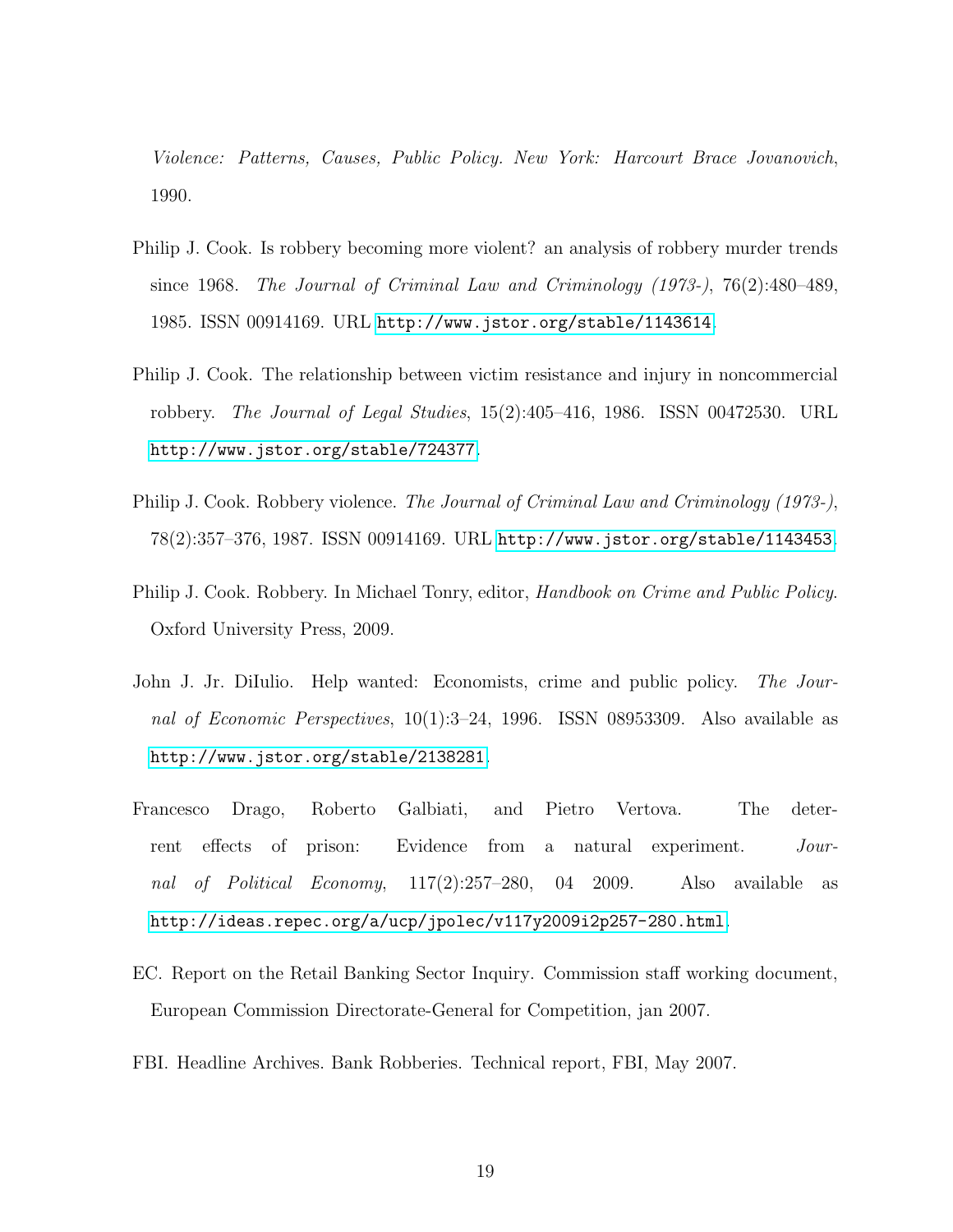*Violence: Patterns, Causes, Public Policy. New York: Harcourt Brace Jovanovich*, 1990.

Philip J. Cook. Is robbery becoming more violent? an analysis of robbery murder trends since 1968. *The Journal of Criminal Law and Criminology (1973-)*, 76(2):480–489, 1985. ISSN 00914169. URL http://www.jstor.org/stable/1143614.

Philip J. Cook. The relationship between victim resistance and injury in noncommercial robbery. *The Journal of Legal Studies*, 15(2):405–416, 1986. ISSN 00472530. URL http://www.jstor.org/stable/724377.

Philip J. Cook. Robbery violence. *The Journal of Criminal Law and Criminology (1973-)*, 78(2):357–376, 1987. ISSN 00914169. URL http://www.jstor.org/stable/1143453.

Philip J. Cook. Robbery. In Michael Tonry, editor, *Handbook on Crime and Public Policy*. Oxford University Press, 2009.

John J. Jr. DiIulio. Help wanted: Economists, crime and public policy. *The Journal of Economic Perspectives*, 10(1):3–24, 1996. ISSN 08953309. Also available as http://www.jstor.org/stable/2138281.

Francesco Drago, Roberto Galbiati, and Pietro Vertova. The deterrent effects of prison: Evidence from a natural experiment. *Journal of Political Economy*, 117(2):257–280, 04 2009. Also available as http://ideas.repec.org/a/ucp/jpolec/v117y2009i2p257-280.html.

EC. Report on the Retail Banking Sector Inquiry. Commission staff working document, European Commission Directorate-General for Competition, jan 2007.

FBI. Headline Archives. Bank Robberies. Technical report, FBI, May 2007.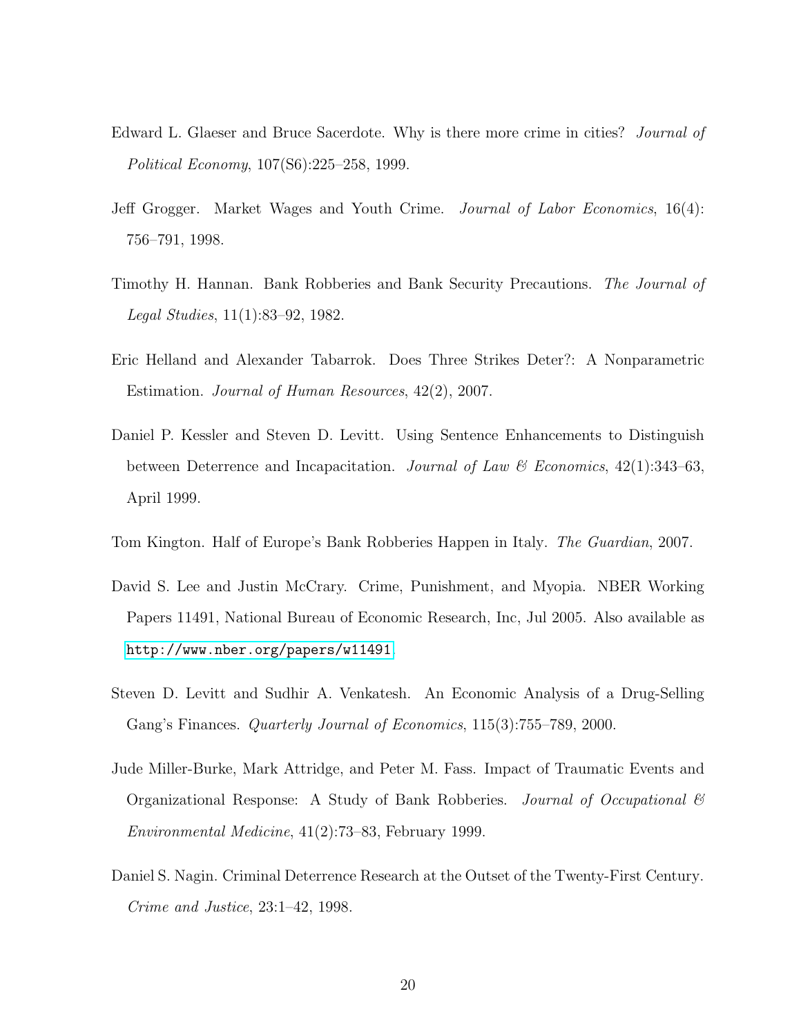Edward L. Glaeser and Bruce Sacerdote. Why is there more crime in cities? *Journal of Political Economy*, 107(S6):225–258, 1999.

Jeff Grogger. Market Wages and Youth Crime. *Journal of Labor Economics*, 16(4): 756–791, 1998.

Timothy H. Hannan. Bank Robberies and Bank Security Precautions. *The Journal of Legal Studies*, 11(1):83–92, 1982.

Eric Helland and Alexander Tabarrok. Does Three Strikes Deter?: A Nonparametric Estimation. *Journal of Human Resources*, 42(2), 2007.

Daniel P. Kessler and Steven D. Levitt. Using Sentence Enhancements to Distinguish between Deterrence and Incapacitation. *Journal of Law & Economics*, 42(1):343–63, April 1999.

Tom Kington. Half of Europe's Bank Robberies Happen in Italy. *The Guardian*, 2007.

David S. Lee and Justin McCrary. Crime, Punishment, and Myopia. NBER Working Papers 11491, National Bureau of Economic Research, Inc, Jul 2005. Also available as http://www.nber.org/papers/w11491.

Steven D. Levitt and Sudhir A. Venkatesh. An Economic Analysis of a Drug-Selling Gang's Finances. *Quarterly Journal of Economics*, 115(3):755–789, 2000.

Jude Miller-Burke, Mark Attridge, and Peter M. Fass. Impact of Traumatic Events and Organizational Response: A Study of Bank Robberies. *Journal of Occupational & Environmental Medicine*, 41(2):73–83, February 1999.

Daniel S. Nagin. Criminal Deterrence Research at the Outset of the Twenty-First Century. *Crime and Justice*, 23:1–42, 1998.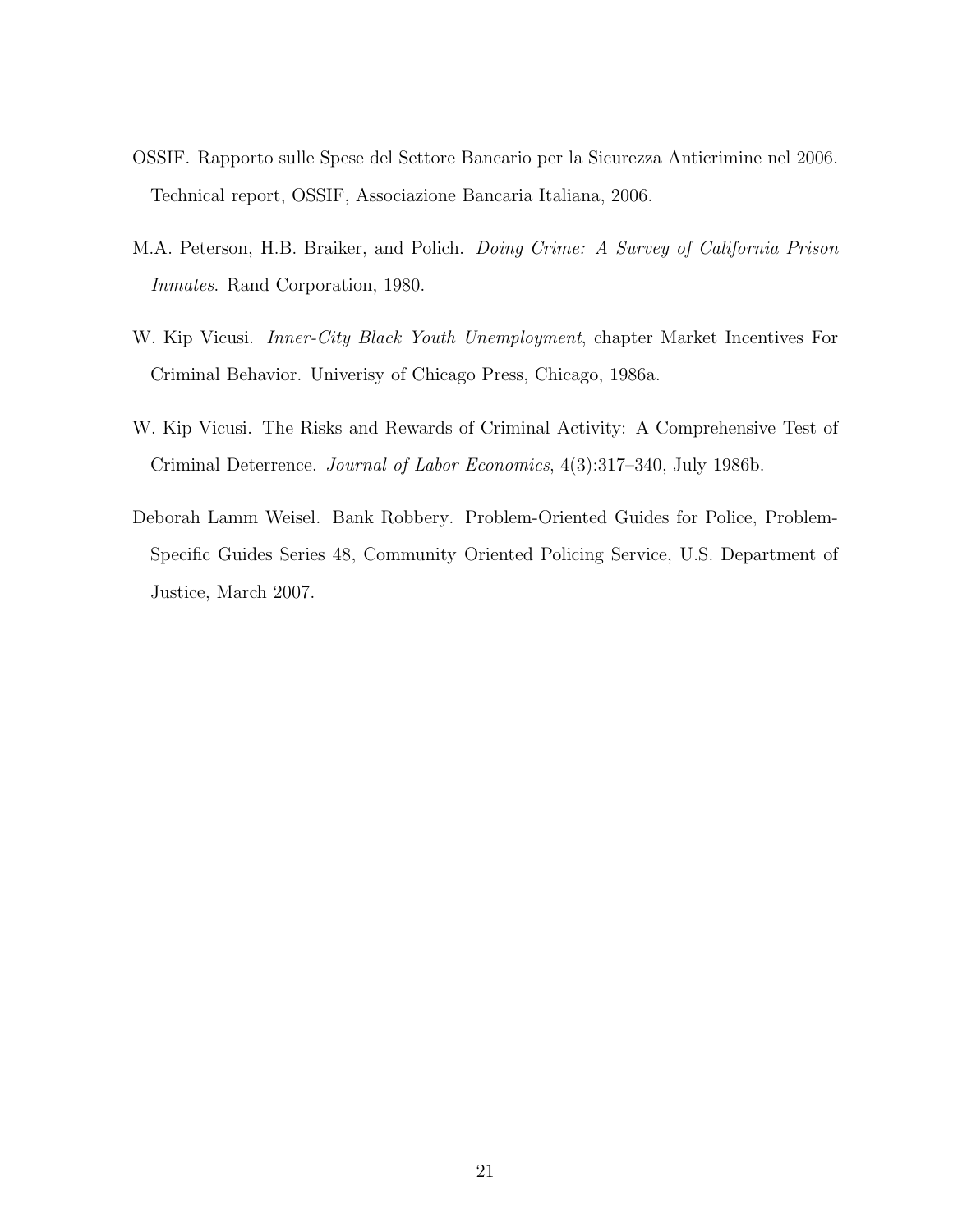OSSIF. Rapporto sulle Spese del Settore Bancario per la Sicurezza Anticrimine nel 2006. Technical report, OSSIF, Associazione Bancaria Italiana, 2006.

M.A. Peterson, H.B. Braiker, and Polich. *Doing Crime: A Survey of California Prison Inmates*. Rand Corporation, 1980.

W. Kip Vicusi. *Inner-City Black Youth Unemployment*, chapter Market Incentives For Criminal Behavior. Univerisy of Chicago Press, Chicago, 1986a.

W. Kip Vicusi. The Risks and Rewards of Criminal Activity: A Comprehensive Test of Criminal Deterrence. *Journal of Labor Economics*, 4(3):317–340, July 1986b.

Deborah Lamm Weisel. Bank Robbery. Problem-Oriented Guides for Police, Problem-Specific Guides Series 48, Community Oriented Policing Service, U.S. Department of Justice, March 2007.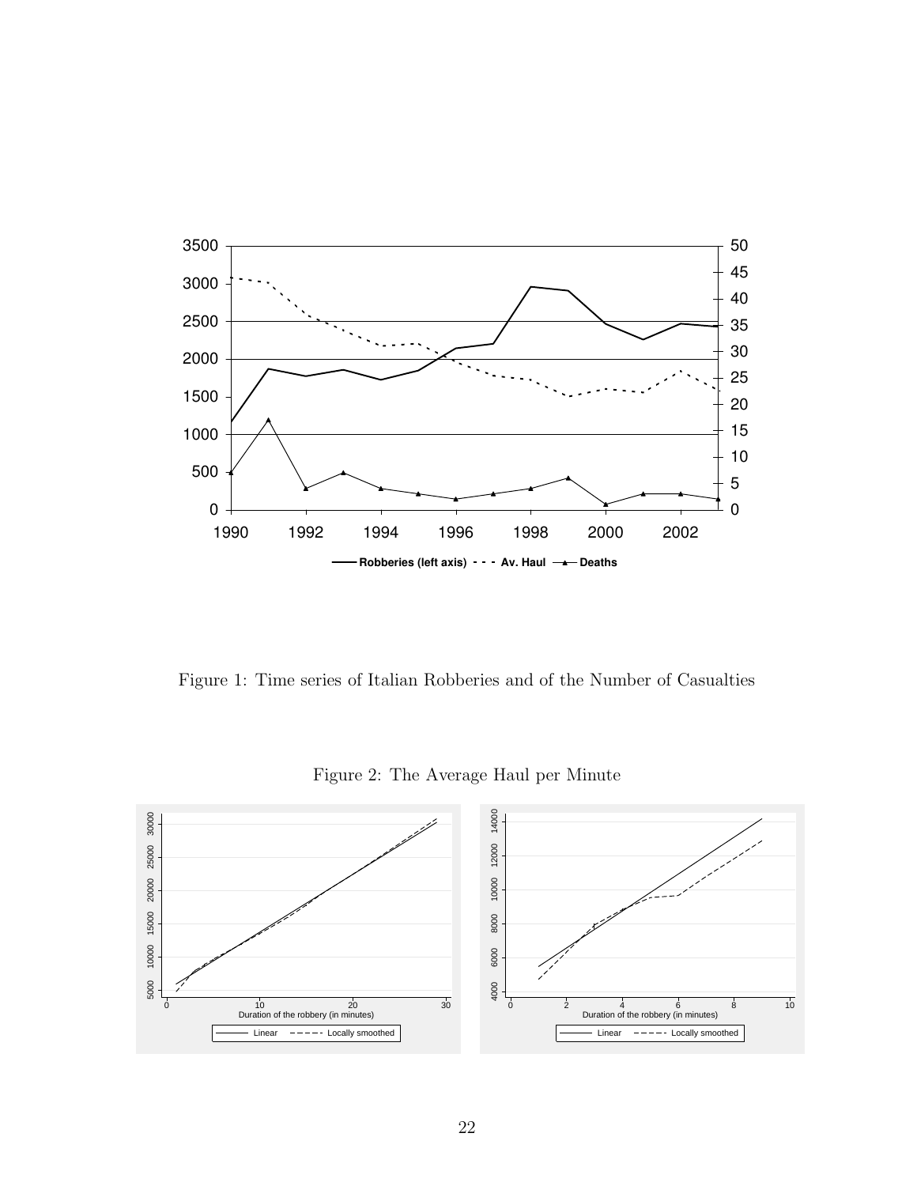Figure 1: Time series of Italian Robberies and of the Number of Casualties

Figure 2: The Average Haul per Minute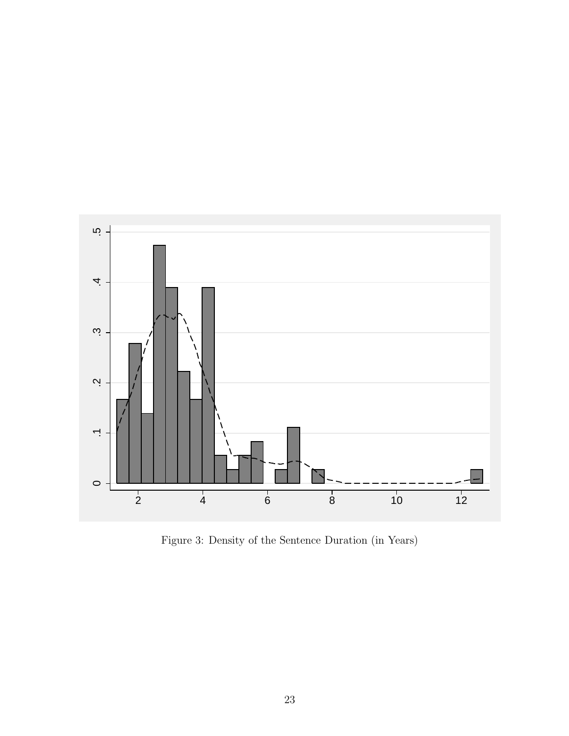Figure 3: Density of the Sentence Duration (in Years)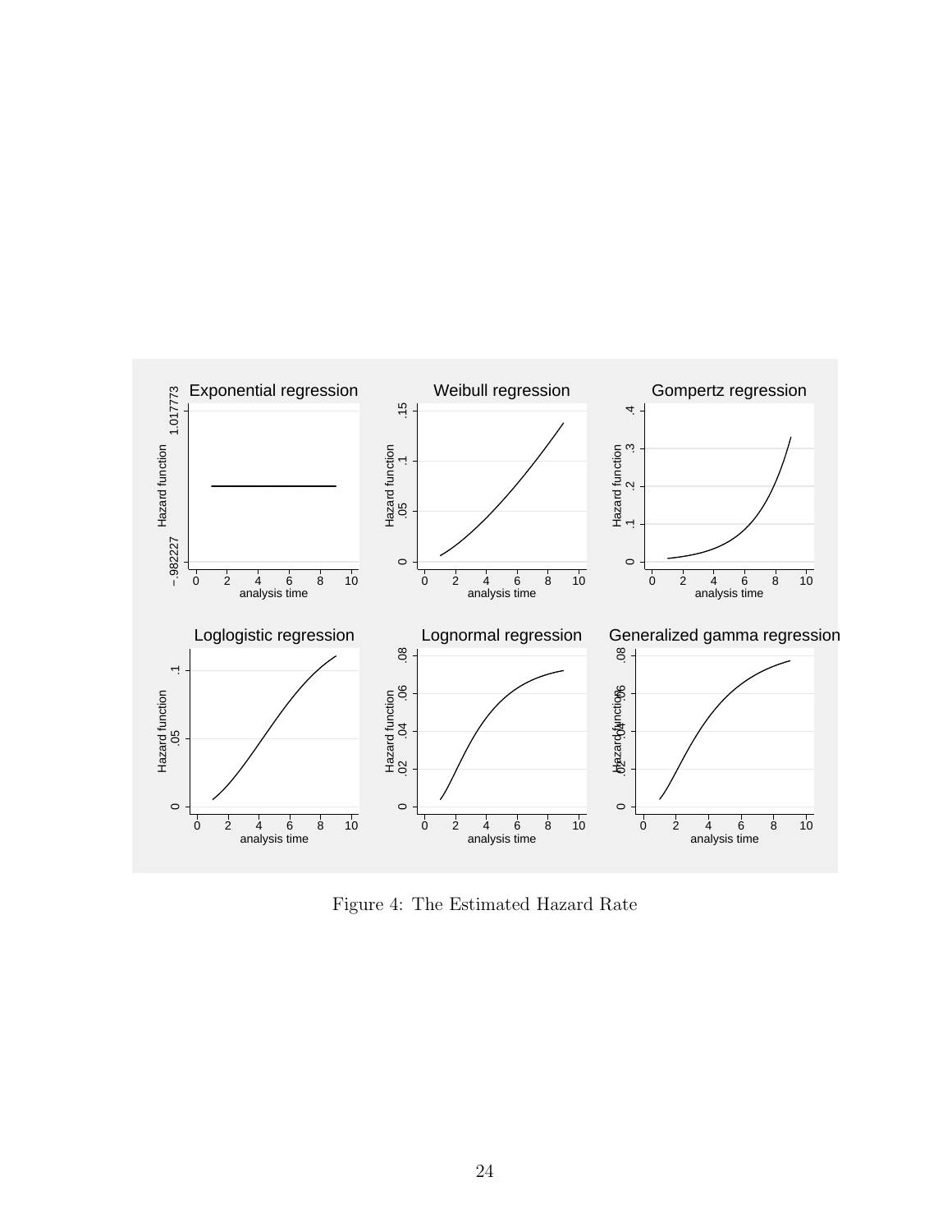Figure 4: The Estimated Hazard Rate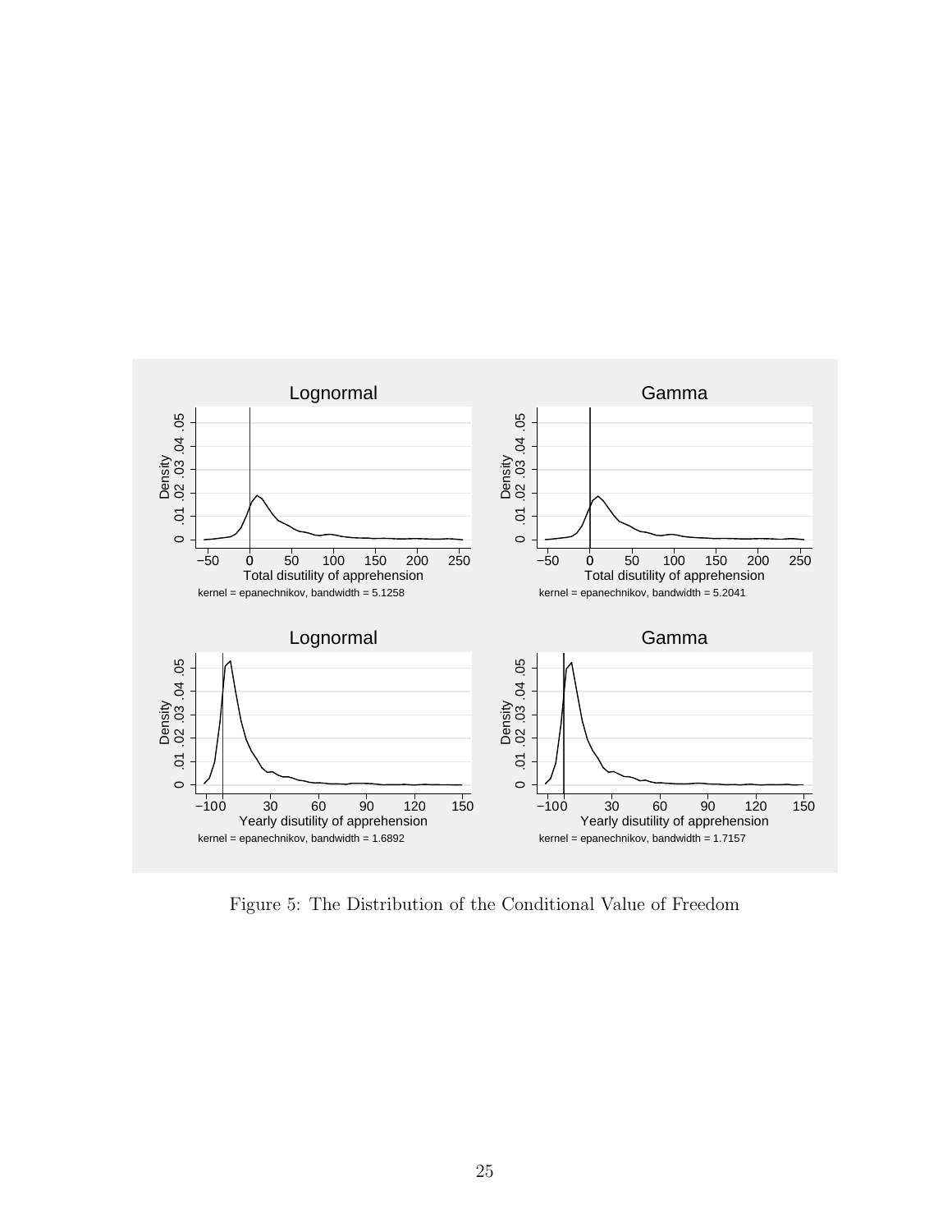Figure 5: The Distribution of the Conditional Value of Freedom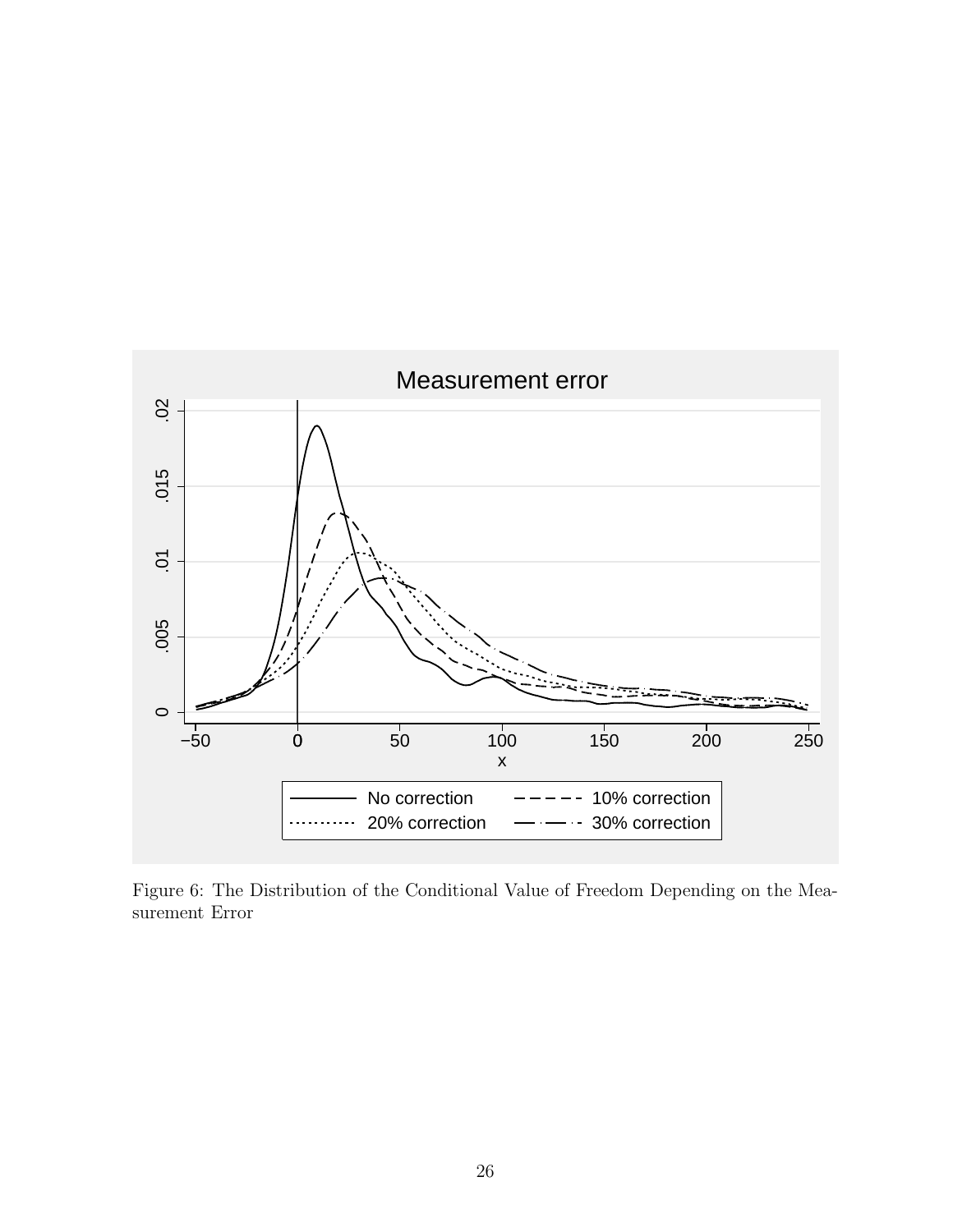Figure 6: The Distribution of the Conditional Value of Freedom Depending on the Measurement Error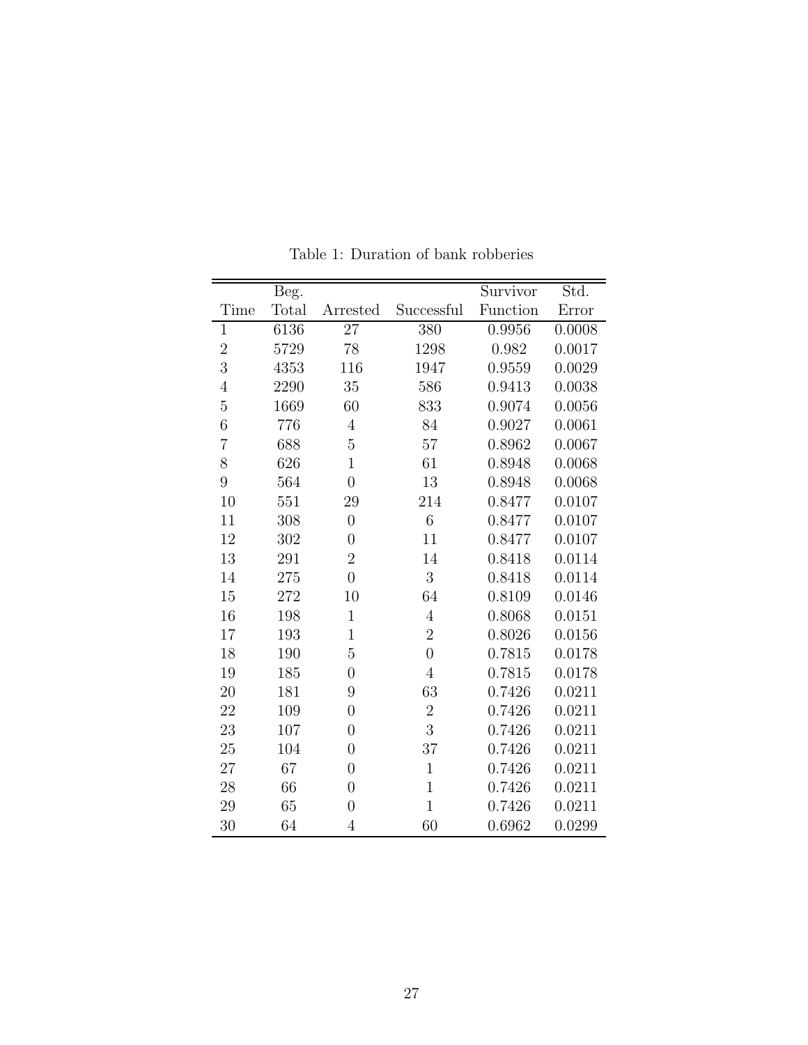Table 1: Duration of bank robberies

| Time | Beg. Total | Arrested | Successful | Survivor Function | Std. Error |
|---|---|---|---|---|---|
| 1 | 6136 | 27 | 380 | 0.9956 | 0.0008 |
| 2 | 5729 | 78 | 1298 | 0.982 | 0.0017 |
| 3 | 4353 | 116 | 1947 | 0.9559 | 0.0029 |
| 4 | 2290 | 35 | 586 | 0.9413 | 0.0038 |
| 5 | 1669 | 60 | 833 | 0.9074 | 0.0056 |
| 6 | 776 | 4 | 84 | 0.9027 | 0.0061 |
| 7 | 688 | 5 | 57 | 0.8962 | 0.0067 |
| 8 | 626 | 1 | 61 | 0.8948 | 0.0068 |
| 9 | 564 | 0 | 13 | 0.8948 | 0.0068 |
| 10 | 551 | 29 | 214 | 0.8477 | 0.0107 |
| 11 | 308 | 0 | 6 | 0.8477 | 0.0107 |
| 12 | 302 | 0 | 11 | 0.8477 | 0.0107 |
| 13 | 291 | 2 | 14 | 0.8418 | 0.0114 |
| 14 | 275 | 0 | 3 | 0.8418 | 0.0114 |
| 15 | 272 | 10 | 64 | 0.8109 | 0.0146 |
| 16 | 198 | 1 | 4 | 0.8068 | 0.0151 |
| 17 | 193 | 1 | 2 | 0.8026 | 0.0156 |
| 18 | 190 | 5 | 0 | 0.7815 | 0.0178 |
| 19 | 185 | 0 | 4 | 0.7815 | 0.0178 |
| 20 | 181 | 9 | 63 | 0.7426 | 0.0211 |
| 22 | 109 | 0 | 2 | 0.7426 | 0.0211 |
| 23 | 107 | 0 | 3 | 0.7426 | 0.0211 |
| 25 | 104 | 0 | 37 | 0.7426 | 0.0211 |
| 27 | 67 | 0 | 1 | 0.7426 | 0.0211 |
| 28 | 66 | 0 | 1 | 0.7426 | 0.0211 |
| 29 | 65 | 0 | 1 | 0.7426 | 0.0211 |
| 30 | 64 | 4 | 60 | 0.6962 | 0.0299 |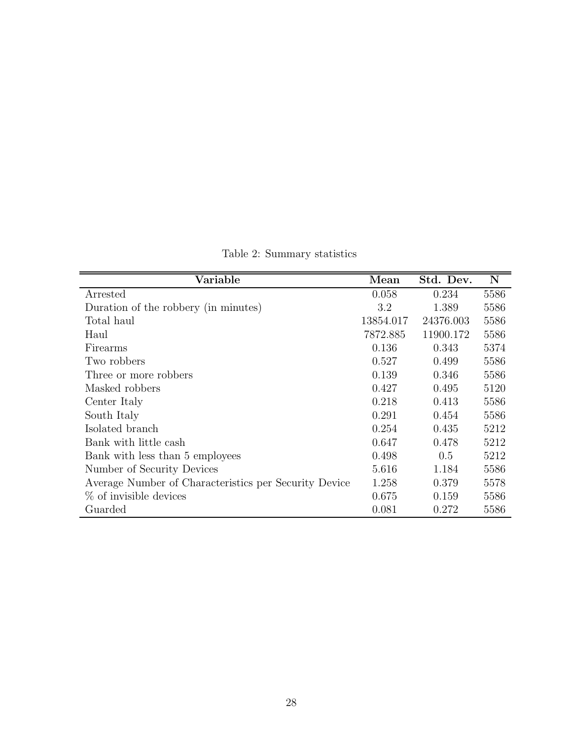Table 2: Summary statistics

| Variable | Mean | Std. Dev. | N |
|---|---|---|---|
| Arrested | 0.058 | 0.234 | 5586 |
| Duration of the robbery (in minutes) | 3.2 | 1.389 | 5586 |
| Total haul | 13854.017 | 24376.003 | 5586 |
| Haul | 7872.885 | 11900.172 | 5586 |
| Firearms | 0.136 | 0.343 | 5374 |
| Two robbers | 0.527 | 0.499 | 5586 |
| Three or more robbers | 0.139 | 0.346 | 5586 |
| Masked robbers | 0.427 | 0.495 | 5120 |
| Center Italy | 0.218 | 0.413 | 5586 |
| South Italy | 0.291 | 0.454 | 5586 |
| Isolated branch | 0.254 | 0.435 | 5212 |
| Bank with little cash | 0.647 | 0.478 | 5212 |
| Bank with less than 5 employees | 0.498 | 0.5 | 5212 |
| Number of Security Devices | 5.616 | 1.184 | 5586 |
| Average Number of Characteristics per Security Device | 1.258 | 0.379 | 5578 |
| % of invisible devices | 0.675 | 0.159 | 5586 |
| Guarded | 0.081 | 0.272 | 5586 |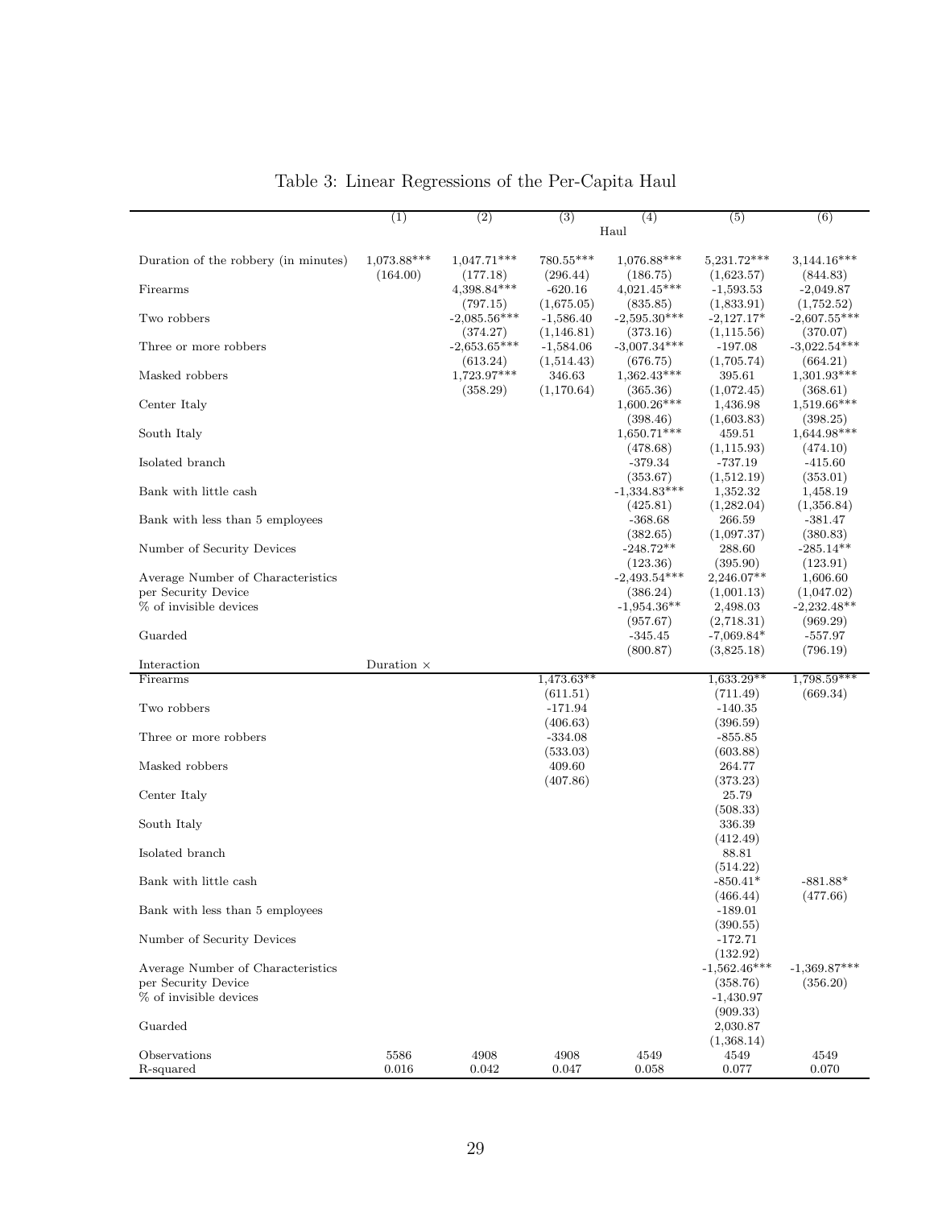# Table 3: Linear Regressions of the Per-Capita Haul

| | (1) | (2) | (3) | (4) | (5) | (6) |
|---|---|---|---|---|---|---|
| | | | | Haul | | |
| Duration of the robbery (in minutes) | 1,073.88*** | 1,047.71*** | 780.55*** | 1,076.88*** | 5,231.72*** | 3,144.16*** |
| | (164.00) | (177.18) | (296.44) | (186.75) | (1,623.57) | (844.83) |
| Firearms | | 4,398.84*** | -620.16 | 4,021.45*** | -1,593.53 | -2,049.87 |
| | | (797.15) | (1,675.05) | (835.85) | (1,833.91) | (1,752.52) |
| Two robbers | | -2,085.56*** | -1,586.40 | -2,595.30*** | -2,127.17* | -2,607.55*** |
| | | (374.27) | (1,146.81) | (373.16) | (1,115.56) | (370.07) |
| Three or more robbers | | -2,653.65*** | -1,584.06 | -3,007.34*** | -197.08 | -3,022.54*** |
| | | (613.24) | (1,514.43) | (676.75) | (1,705.74) | (664.21) |
| Masked robbers | | 1,723.97*** | 346.63 | 1,362.43*** | 395.61 | 1,301.93*** |
| | | (358.29) | (1,170.64) | (365.36) | (1,072.45) | (368.61) |
| Center Italy | | | | 1,600.26*** | 1,436.98 | 1,519.66*** |
| | | | | (398.46) | (1,603.83) | (398.25) |
| South Italy | | | | 1,650.71*** | 459.51 | 1,644.98*** |
| | | | | (478.68) | (1,115.93) | (474.10) |
| Isolated branch | | | | -379.34 | -737.19 | -415.60 |
| | | | | (353.67) | (1,512.19) | (353.01) |
| Bank with little cash | | | | -1,334.83*** | 1,352.32 | 1,458.19 |
| | | | | (425.81) | (1,282.04) | (1,356.84) |
| Bank with less than 5 employees | | | | -368.68 | 266.59 | -381.47 |
| | | | | (382.65) | (1,097.37) | (380.83) |
| Number of Security Devices | | | | -248.72** | 288.60 | -285.14** |
| | | | | (123.36) | (395.90) | (123.91) |
| Average Number of Characteristics per Security Device | | | | -2,493.54*** | 2,246.07** | 1,606.60 |
| | | | | (386.24) | (1,001.13) | (1,047.02) |
| % of invisible devices | | | | -1,954.36** | 2,498.03 | -2,232.48** |
| | | | | (957.67) | (2,718.31) | (969.29) |
| Guarded | | | | -345.45 | -7,069.84* | -557.97 |
| | | | | (800.87) | (3,825.18) | (796.19) |
| Interaction | Duration × | | | | | |
| Firearms | | | 1,473.63** | | 1,633.29** | 1,798.59*** |
| | | | (611.51) | | (711.49) | (669.34) |
| Two robbers | | | -171.94 | | -140.35 | |
| | | | (406.63) | | (396.59) | |
| Three or more robbers | | | -334.08 | | -855.85 | |
| | | | (533.03) | | (603.88) | |
| Masked robbers | | | 409.60 | | 264.77 | |
| | | | (407.86) | | (373.23) | |
| Center Italy | | | | | 25.79 | |
| | | | | | (508.33) | |
| South Italy | | | | | 336.39 | |
| | | | | | (412.49) | |
| Isolated branch | | | | | 88.81 | |
| | | | | | (514.22) | |
| Bank with little cash | | | | | -850.41* | -881.88* |
| | | | | | (466.44) | (477.66) |
| Bank with less than 5 employees | | | | | -189.01 | |
| | | | | | (390.55) | |
| Number of Security Devices | | | | | -172.71 | |
| | | | | | (132.92) | |
| Average Number of Characteristics per Security Device | | | | | -1,562.46*** | -1,369.87*** |
| | | | | | (358.76) | (356.20) |
| % of invisible devices | | | | | -1,430.97 | |
| | | | | | (909.33) | |
| Guarded | | | | | 2,030.87 | |
| | | | | | (1,368.14) | |
| Observations | 5586 | 4908 | 4908 | 4549 | 4549 | 4549 |
| R-squared | 0.016 | 0.042 | 0.047 | 0.058 | 0.077 | 0.070 |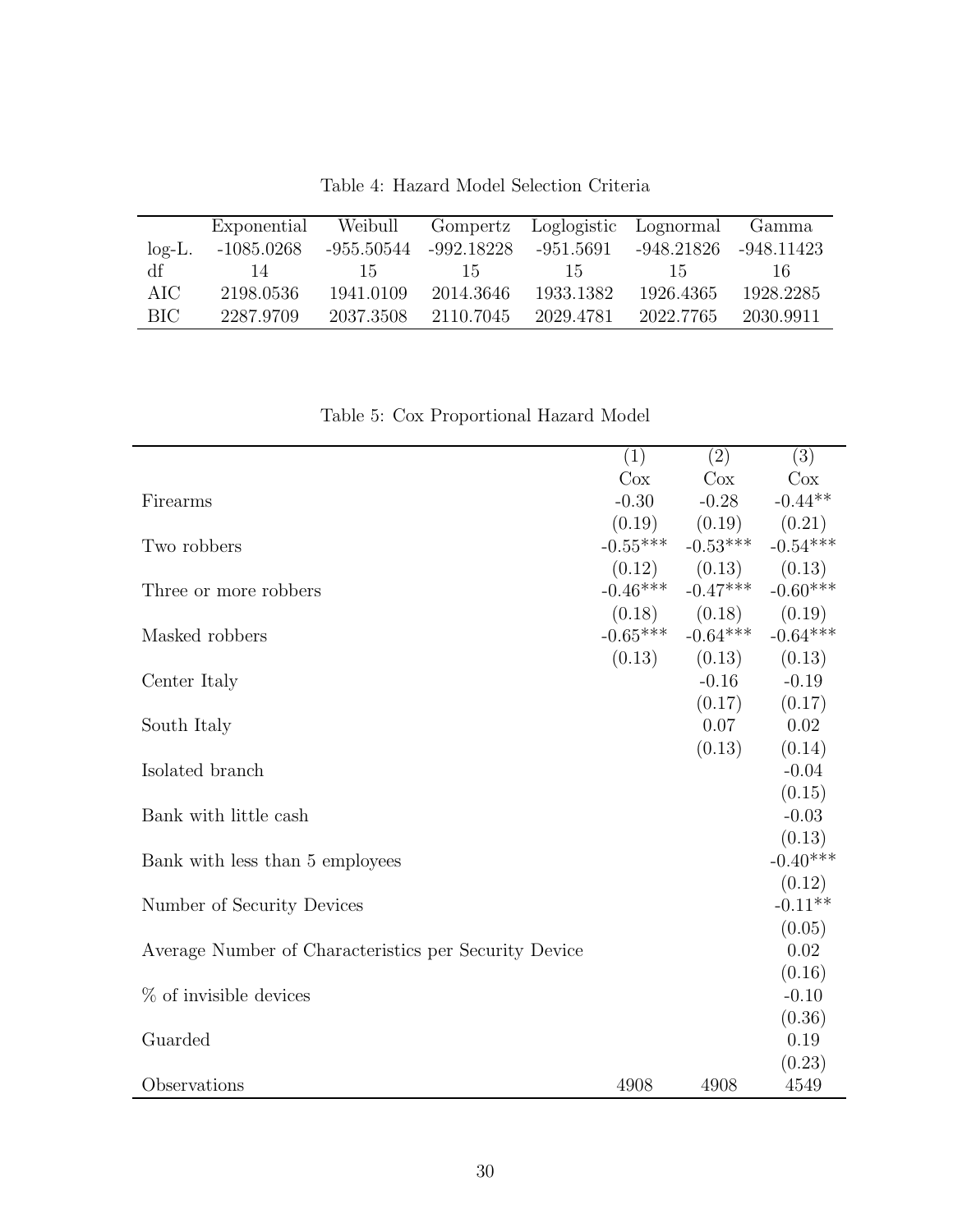Table 4: Hazard Model Selection Criteria

| | Exponential | Weibull | Gompertz | Loglogistic | Lognormal | Gamma |
|---|---|---|---|---|---|---|
| log-L. | -1085.0268 | -955.50544 | -992.18228 | -951.5691 | -948.21826 | -948.11423 |
| df | 14 | 15 | 15 | 15 | 15 | 16 |
| AIC | 2198.0536 | 1941.0109 | 2014.3646 | 1933.1382 | 1926.4365 | 1928.2285 |
| BIC | 2287.9709 | 2037.3508 | 2110.7045 | 2029.4781 | 2022.7765 | 2030.9911 |

Table 5: Cox Proportional Hazard Model

| | (1) | (2) | (3) |
|---|---|---|---|
| | Cox | Cox | Cox |
| Firearms | -0.30 | -0.28 | -0.44** |
| | (0.19) | (0.19) | (0.21) |
| Two robbers | -0.55*** | -0.53*** | -0.54*** |
| | (0.12) | (0.13) | (0.13) |
| Three or more robbers | -0.46*** | -0.47*** | -0.60*** |
| | (0.18) | (0.18) | (0.19) |
| Masked robbers | -0.65*** | -0.64*** | -0.64*** |
| | (0.13) | (0.13) | (0.13) |
| Center Italy | | -0.16 | -0.19 |
| | | (0.17) | (0.17) |
| South Italy | | 0.07 | 0.02 |
| | | (0.13) | (0.14) |
| Isolated branch | | | -0.04 |
| | | | (0.15) |
| Bank with little cash | | | -0.03 |
| | | | (0.13) |
| Bank with less than 5 employees | | | -0.40*** |
| | | | (0.12) |
| Number of Security Devices | | | -0.11** |
| | | | (0.05) |
| Average Number of Characteristics per Security Device | | | 0.02 |
| | | | (0.16) |
| % of invisible devices | | | -0.10 |
| | | | (0.36) |
| Guarded | | | 0.19 |
| | | | (0.23) |
| Observations | 4908 | 4908 | 4549 |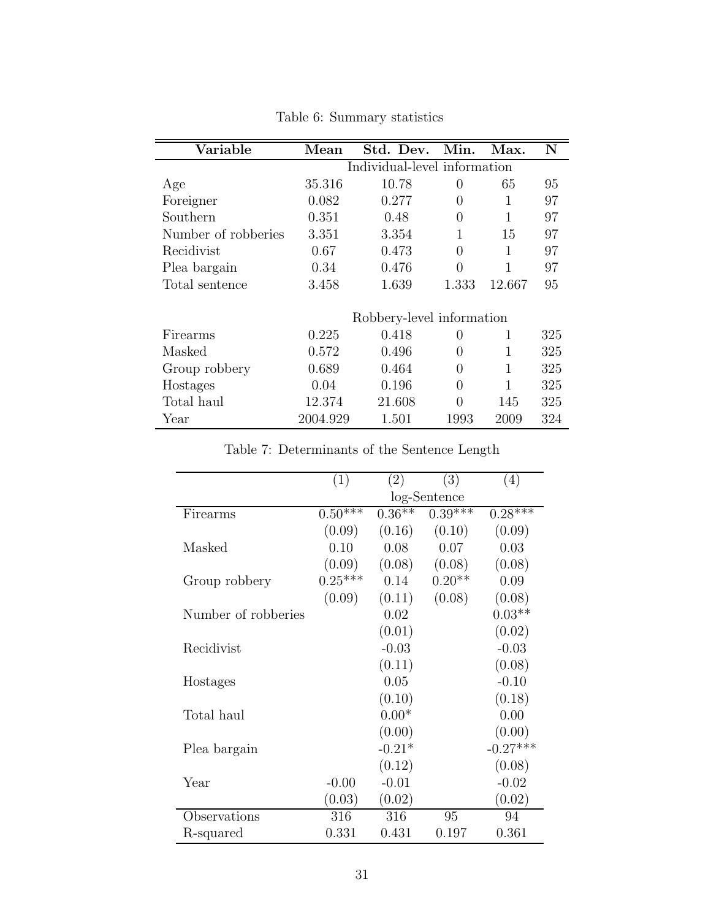Table 6: Summary statistics

| Variable | Mean | Std. Dev. | Min. | Max. | N |
|---|---|---|---|---|---|
| | Individual-level information | | | | |
| Age | 35.316 | 10.78 | 0 | 65 | 95 |
| Foreigner | 0.082 | 0.277 | 0 | 1 | 97 |
| Southern | 0.351 | 0.48 | 0 | 1 | 97 |
| Number of robberies | 3.351 | 3.354 | 1 | 15 | 97 |
| Recidivist | 0.67 | 0.473 | 0 | 1 | 97 |
| Plea bargain | 0.34 | 0.476 | 0 | 1 | 97 |
| Total sentence | 3.458 | 1.639 | 1.333 | 12.667 | 95 |
| | Robbery-level information | | | | |
| Firearms | 0.225 | 0.418 | 0 | 1 | 325 |
| Masked | 0.572 | 0.496 | 0 | 1 | 325 |
| Group robbery | 0.689 | 0.464 | 0 | 1 | 325 |
| Hostages | 0.04 | 0.196 | 0 | 1 | 325 |
| Total haul | 12.374 | 21.608 | 0 | 145 | 325 |
| Year | 2004.929 | 1.501 | 1993 | 2009 | 324 |

Table 7: Determinants of the Sentence Length

| | (1) | (2) | (3) | (4) |
|---|---|---|---|---|
| | log-Sentence | | | |
| Firearms | 0.50*** | 0.36** | 0.39*** | 0.28*** |
| | (0.09) | (0.16) | (0.10) | (0.09) |
| Masked | 0.10 | 0.08 | 0.07 | 0.03 |
| | (0.09) | (0.08) | (0.08) | (0.08) |
| Group robbery | 0.25*** | 0.14 | 0.20** | 0.09 |
| | (0.09) | (0.11) | (0.08) | (0.08) |
| Number of robberies | | 0.02 | | 0.03** |
| | | (0.01) | | (0.02) |
| Recidivist | | -0.03 | | -0.03 |
| | | (0.11) | | (0.08) |
| Hostages | | 0.05 | | -0.10 |
| | | (0.10) | | (0.18) |
| Total haul | | 0.00* | | 0.00 |
| | | (0.00) | | (0.00) |
| Plea bargain | | -0.21* | | -0.27*** |
| | | (0.12) | | (0.08) |
| Year | -0.00 | -0.01 | | -0.02 |
| | (0.03) | (0.02) | | (0.02) |
| Observations | 316 | 316 | 95 | 94 |
| R-squared | 0.331 | 0.431 | 0.197 | 0.361 |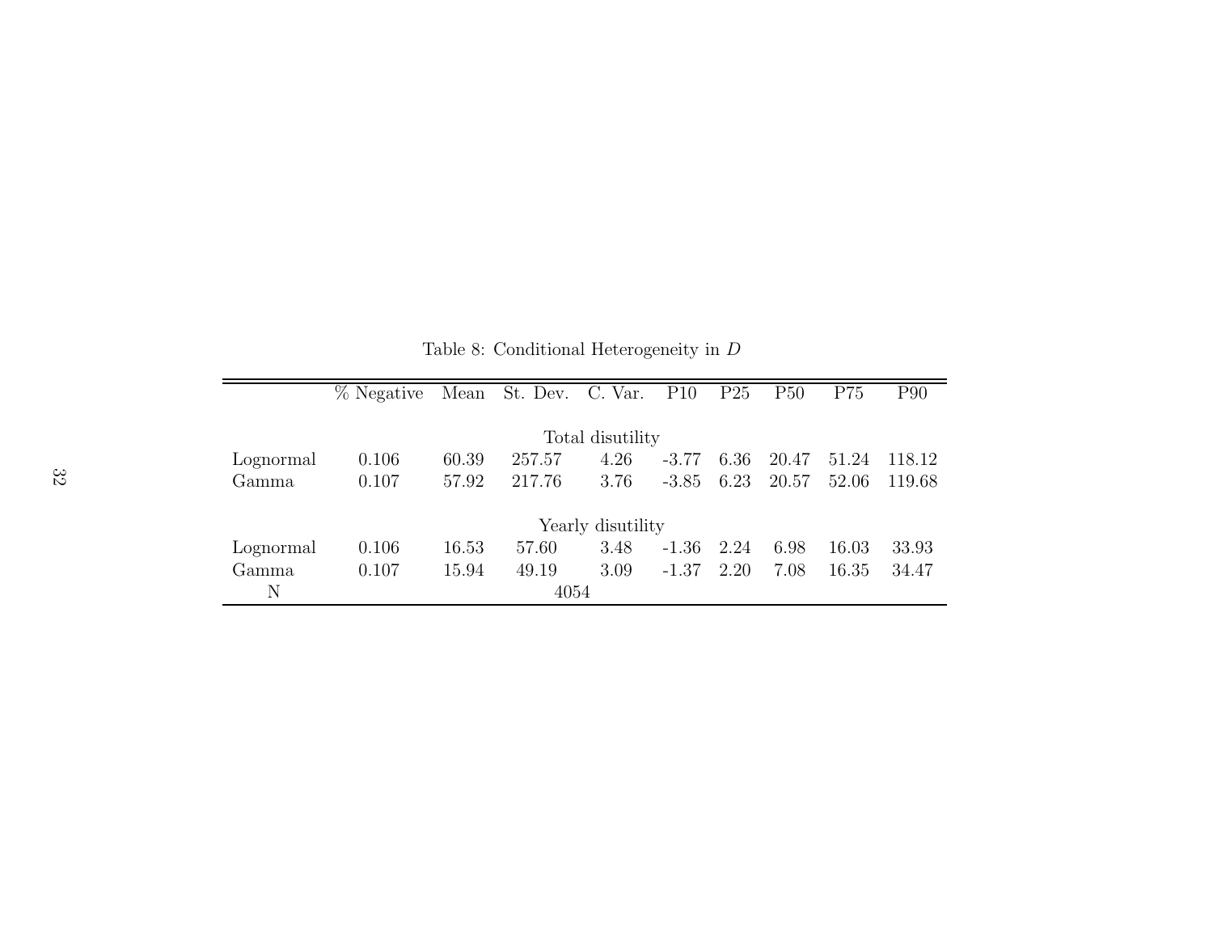Table 8: Conditional Heterogeneity in $D$

| | % Negative | Mean | St. Dev. | C. Var. | P10 | P25 | P50 | P75 | P90 |
|---|---|---|---|---|---|---|---|---|---|
| | | | | Total disutility | | | | | |
| Lognormal | 0.106 | 60.39 | 257.57 | 4.26 | -3.77 | 6.36 | 20.47 | 51.24 | 118.12 |
| Gamma | 0.107 | 57.92 | 217.76 | 3.76 | -3.85 | 6.23 | 20.57 | 52.06 | 119.68 |
| | | | | Yearly disutility | | | | | |
| Lognormal | 0.106 | 16.53 | 57.60 | 3.48 | -1.36 | 2.24 | 6.98 | 16.03 | 33.93 |
| Gamma | 0.107 | 15.94 | 49.19 | 3.09 | -1.37 | 2.20 | 7.08 | 16.35 | 34.47 |
| N | | | 4054 | | | | | | |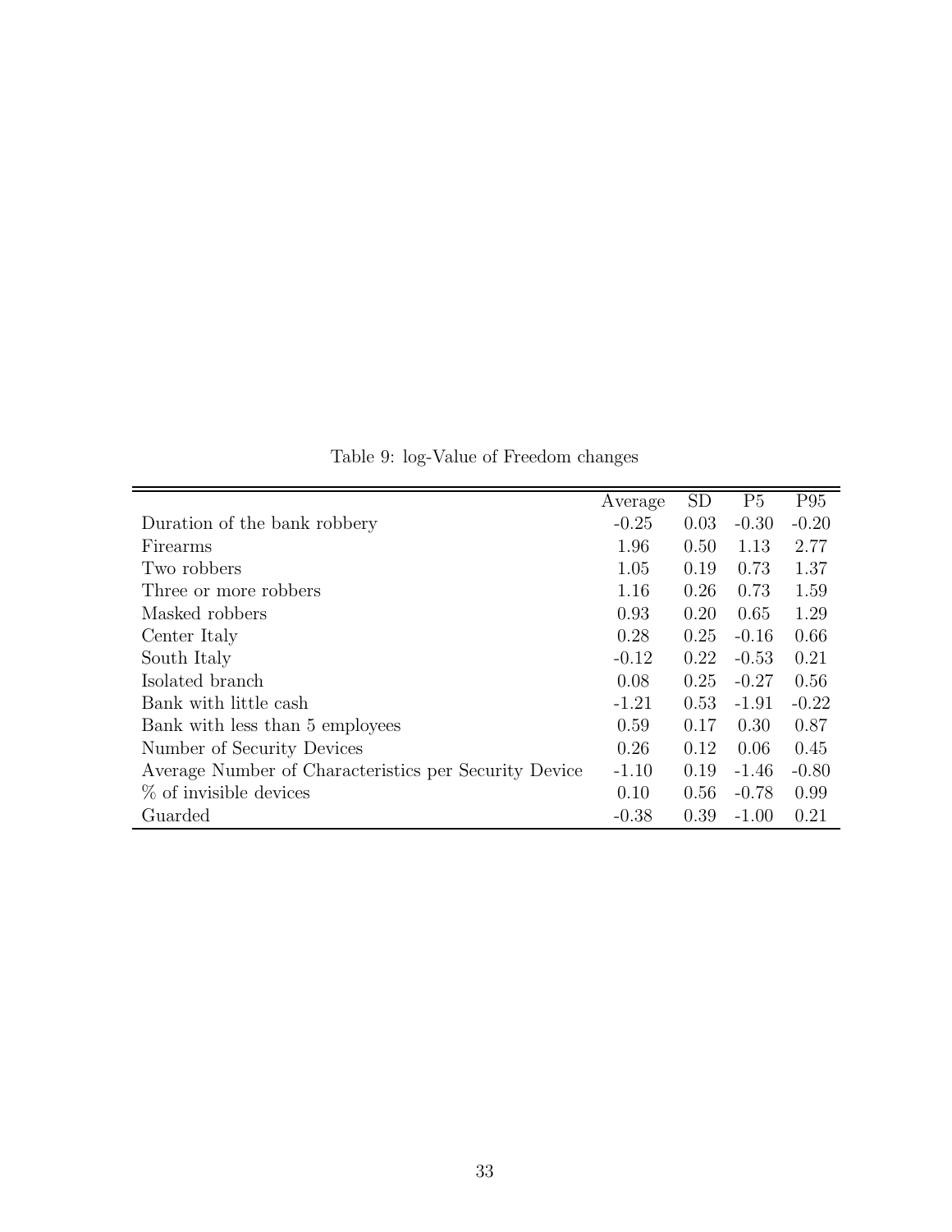Table 9: log-Value of Freedom changes

| | Average | SD | P5 | P95 |
|---|---|---|---|---|
| Duration of the bank robbery | -0.25 | 0.03 | -0.30 | -0.20 |
| Firearms | 1.96 | 0.50 | 1.13 | 2.77 |
| Two robbers | 1.05 | 0.19 | 0.73 | 1.37 |
| Three or more robbers | 1.16 | 0.26 | 0.73 | 1.59 |
| Masked robbers | 0.93 | 0.20 | 0.65 | 1.29 |
| Center Italy | 0.28 | 0.25 | -0.16 | 0.66 |
| South Italy | -0.12 | 0.22 | -0.53 | 0.21 |
| Isolated branch | 0.08 | 0.25 | -0.27 | 0.56 |
| Bank with little cash | -1.21 | 0.53 | -1.91 | -0.22 |
| Bank with less than 5 employees | 0.59 | 0.17 | 0.30 | 0.87 |
| Number of Security Devices | 0.26 | 0.12 | 0.06 | 0.45 |
| Average Number of Characteristics per Security Device | -1.10 | 0.19 | -1.46 | -0.80 |
| % of invisible devices | 0.10 | 0.56 | -0.78 | 0.99 |
| Guarded | -0.38 | 0.39 | -1.00 | 0.21 |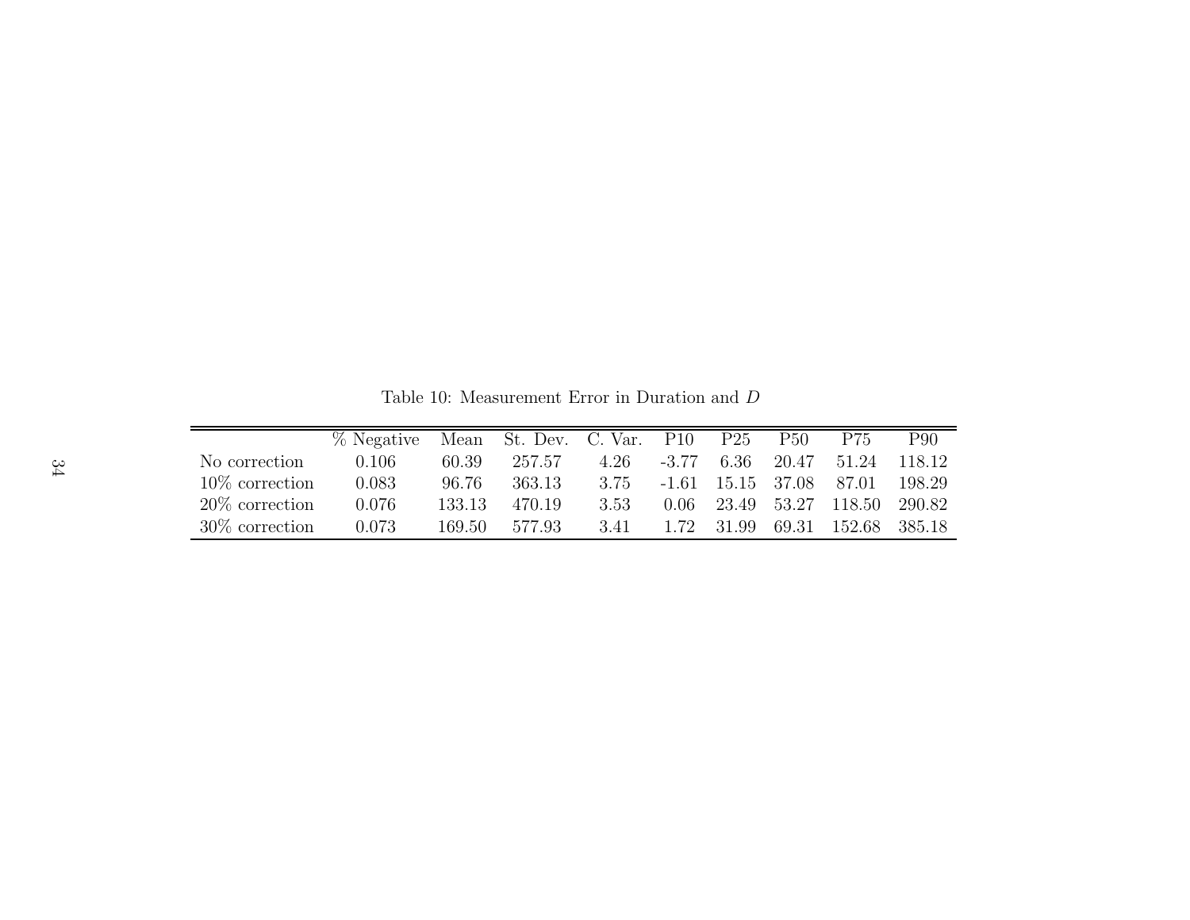Table 10: Measurement Error in Duration and $D$

| | % Negative | Mean | St. Dev. | C. Var. | P10 | P25 | P50 | P75 | P90 |
|---|---|---|---|---|---|---|---|---|---|
| No correction | 0.106 | 60.39 | 257.57 | 4.26 | -3.77 | 6.36 | 20.47 | 51.24 | 118.12 |
| 10% correction | 0.083 | 96.76 | 363.13 | 3.75 | -1.61 | 15.15 | 37.08 | 87.01 | 198.29 |
| 20% correction | 0.076 | 133.13 | 470.19 | 3.53 | 0.06 | 23.49 | 53.27 | 118.50 | 290.82 |
| 30% correction | 0.073 | 169.50 | 577.93 | 3.41 | 1.72 | 31.99 | 69.31 | 152.68 | 385.18 |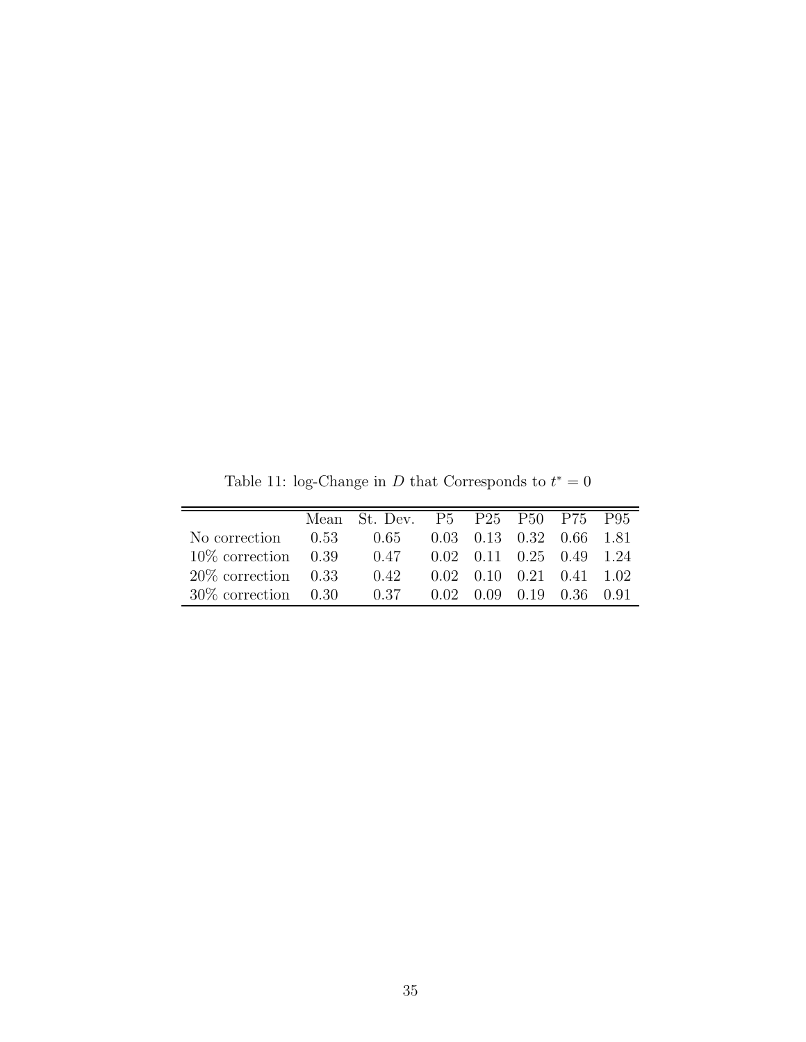Table 11: log-Change in $D$ that Corresponds to $t^* = 0$

| | Mean | St. Dev. | P5 | P25 | P50 | P75 | P95 |
|---|---|---|---|---|---|---|---|
| No correction | 0.53 | 0.65 | 0.03 | 0.13 | 0.32 | 0.66 | 1.81 |
| 10% correction | 0.39 | 0.47 | 0.02 | 0.11 | 0.25 | 0.49 | 1.24 |
| 20% correction | 0.33 | 0.42 | 0.02 | 0.10 | 0.21 | 0.41 | 1.02 |
| 30% correction | 0.30 | 0.37 | 0.02 | 0.09 | 0.19 | 0.36 | 0.91 |